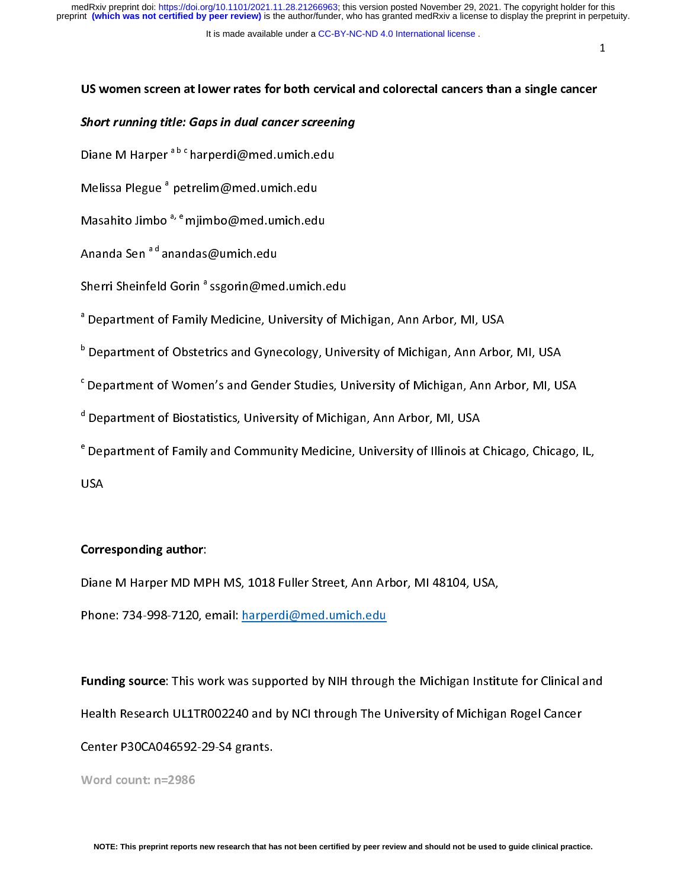# US women screen at lower rates for both cervical and colorectal cancers than a single cancer

***Short running title: Gaps in dual cancer screening***

Diane M Harper [a b c] harperdi@med.umich.edu

Melissa Plegue [a] petrelim@med.umich.edu

Masahito Jimbo [a, e] mjimbo@med.umich.edu

Ananda Sen [a d] anandas@umich.edu

Sherri Sheinfeld Gorin [a] ssgorin@med.umich.edu

[a] Department of Family Medicine, University of Michigan, Ann Arbor, MI, USA

[b] Department of Obstetrics and Gynecology, University of Michigan, Ann Arbor, MI, USA

[c] Department of Women's and Gender Studies, University of Michigan, Ann Arbor, MI, USA

[d] Department of Biostatistics, University of Michigan, Ann Arbor, MI, USA

[e] Department of Family and Community Medicine, University of Illinois at Chicago, Chicago, IL, USA

**Corresponding author**:

Diane M Harper MD MPH MS, 1018 Fuller Street, Ann Arbor, MI 48104, USA,

Phone: 734-998-7120, email: harperdi@med.umich.edu

**Funding source**: This work was supported by NIH through the Michigan Institute for Clinical and Health Research UL1TR002240 and by NCI through The University of Michigan Rogel Cancer Center P30CA046592-29-S4 grants.

**Word count: n=2986**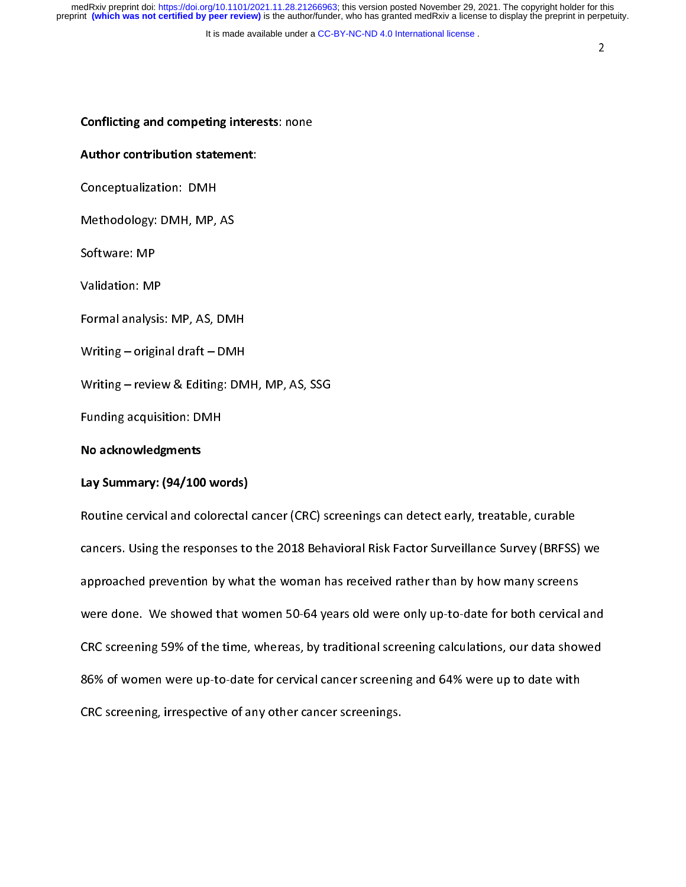**Conflicting and competing interests**: none

**Author contribution statement**:

Conceptualization: DMH

Methodology: DMH, MP, AS

Software: MP

Validation: MP

Formal analysis: MP, AS, DMH

Writing – original draft – DMH

Writing – review & Editing: DMH, MP, AS, SSG

Funding acquisition: DMH

**No acknowledgments**

**Lay Summary: (94/100 words)**

Routine cervical and colorectal cancer (CRC) screenings can detect early, treatable, curable cancers. Using the responses to the 2018 Behavioral Risk Factor Surveillance Survey (BRFSS) we approached prevention by what the woman has received rather than by how many screens were done. We showed that women 50-64 years old were only up-to-date for both cervical and CRC screening 59% of the time, whereas, by traditional screening calculations, our data showed 86% of women were up-to-date for cervical cancer screening and 64% were up to date with CRC screening, irrespective of any other cancer screenings.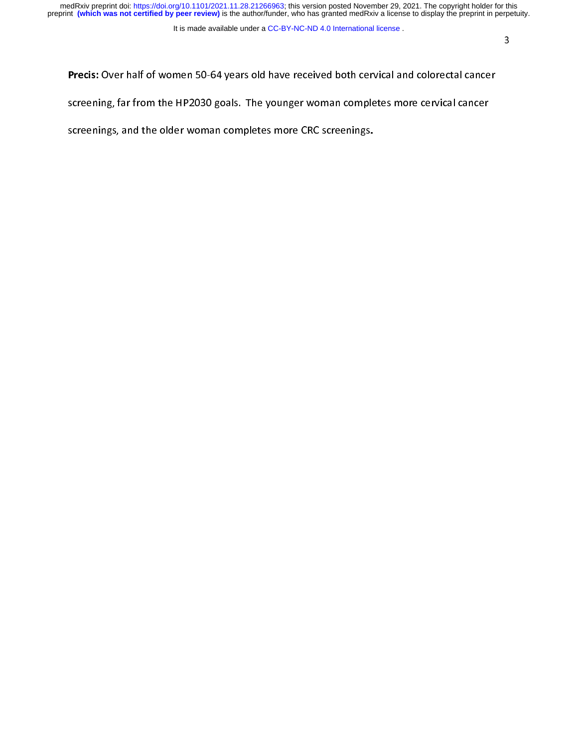**Precis:** Over half of women 50-64 years old have received both cervical and colorectal cancer screening, far from the HP2030 goals. The younger woman completes more cervical cancer screenings, and the older woman completes more CRC screenings.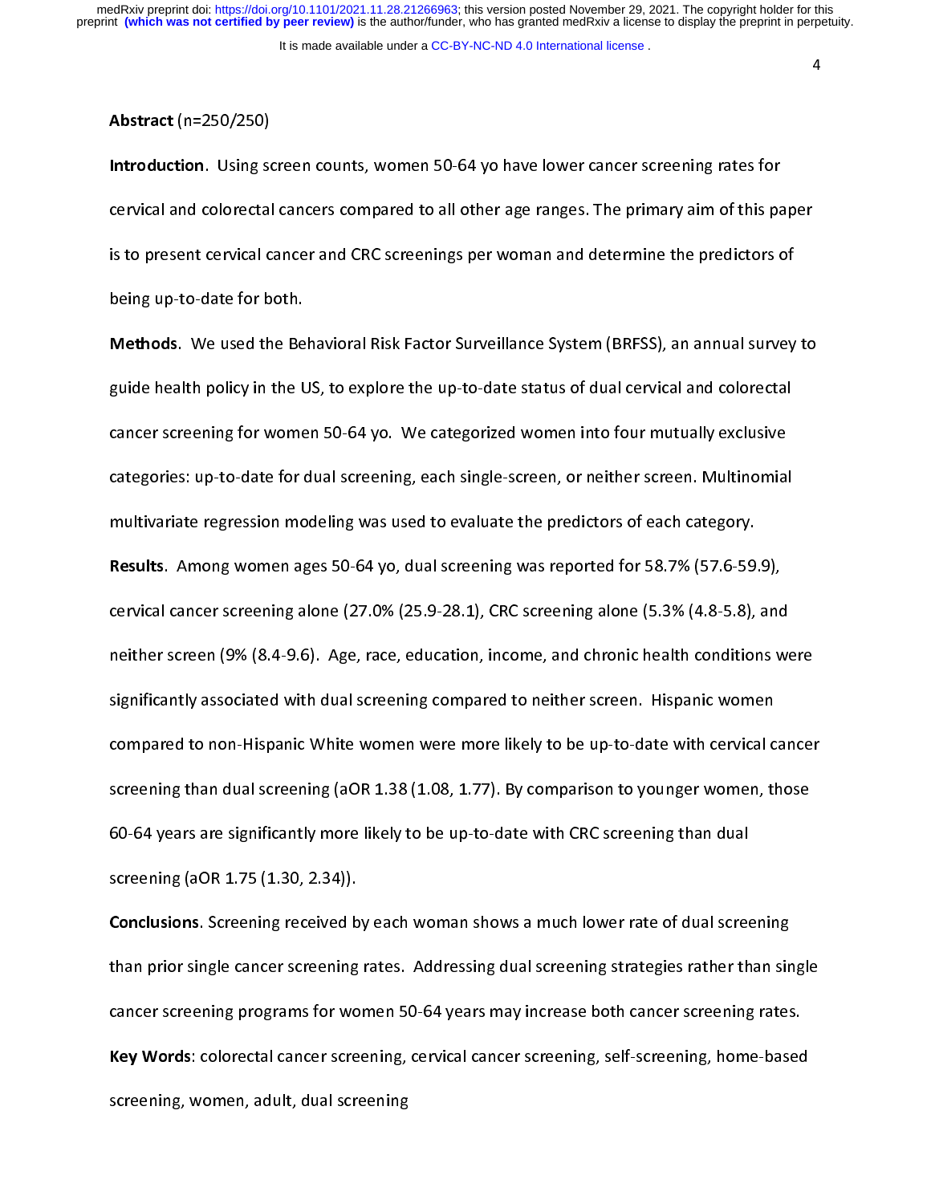**Abstract** (n=250/250)

**Introduction**. Using screen counts, women 50-64 yo have lower cancer screening rates for cervical and colorectal cancers compared to all other age ranges. The primary aim of this paper is to present cervical cancer and CRC screenings per woman and determine the predictors of being up-to-date for both.

**Methods**. We used the Behavioral Risk Factor Surveillance System (BRFSS), an annual survey to guide health policy in the US, to explore the up-to-date status of dual cervical and colorectal cancer screening for women 50-64 yo. We categorized women into four mutually exclusive categories: up-to-date for dual screening, each single-screen, or neither screen. Multinomial multivariate regression modeling was used to evaluate the predictors of each category.

**Results**. Among women ages 50-64 yo, dual screening was reported for 58.7% (57.6-59.9), cervical cancer screening alone (27.0% (25.9-28.1), CRC screening alone (5.3% (4.8-5.8), and neither screen (9% (8.4-9.6). Age, race, education, income, and chronic health conditions were significantly associated with dual screening compared to neither screen. Hispanic women compared to non-Hispanic White women were more likely to be up-to-date with cervical cancer screening than dual screening (aOR 1.38 (1.08, 1.77). By comparison to younger women, those 60-64 years are significantly more likely to be up-to-date with CRC screening than dual screening (aOR 1.75 (1.30, 2.34)).

**Conclusions**. Screening received by each woman shows a much lower rate of dual screening than prior single cancer screening rates. Addressing dual screening strategies rather than single cancer screening programs for women 50-64 years may increase both cancer screening rates.

**Key Words**: colorectal cancer screening, cervical cancer screening, self-screening, home-based screening, women, adult, dual screening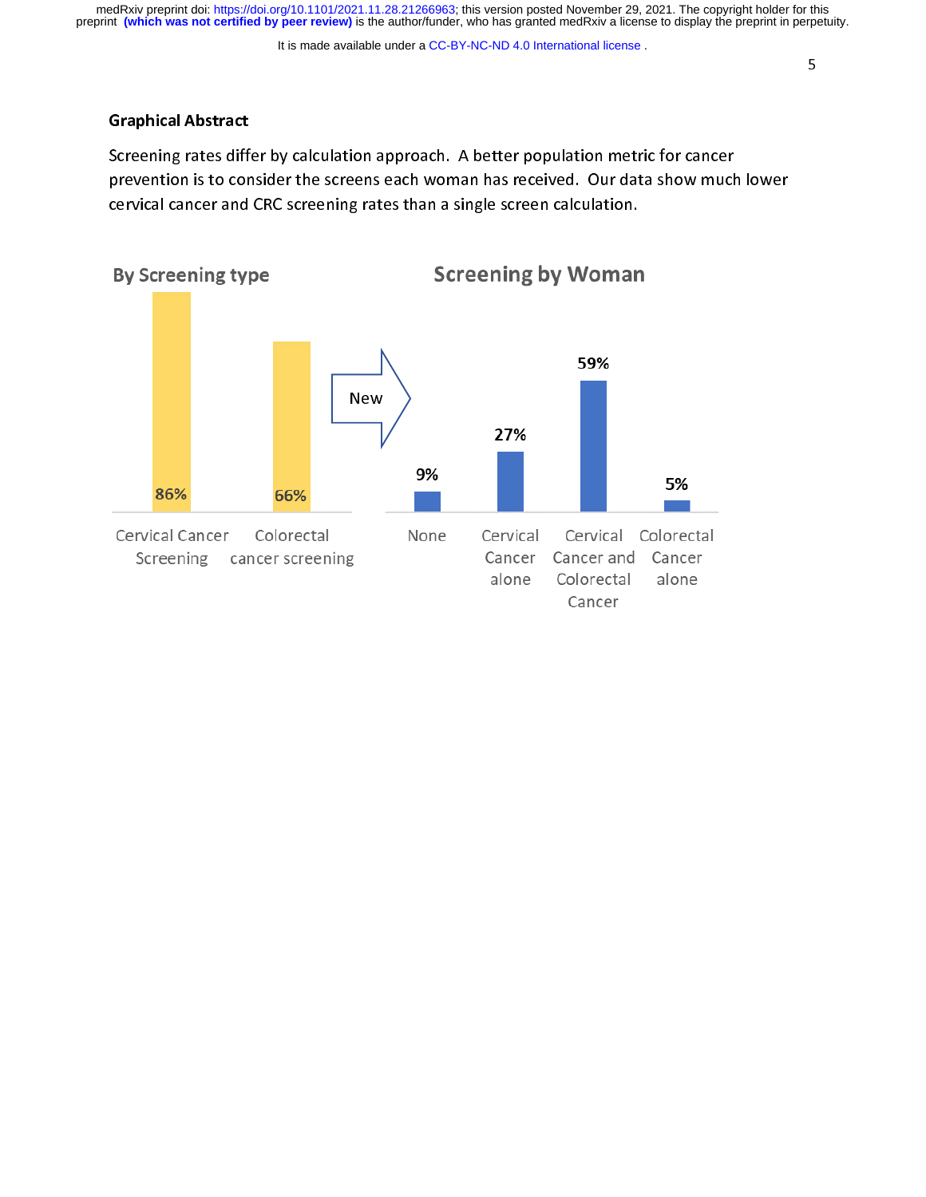## Graphical Abstract

Screening rates differ by calculation approach. A better population metric for cancer prevention is to consider the screens each woman has received. Our data show much lower cervical cancer and CRC screening rates than a single screen calculation.

**By Screening type**

| Cervical Cancer Screening | Colorectal cancer screening |
|---|---|
| 86% | 66% |

New →

**Screening by Woman**

| None | Cervical Cancer alone | Cervical Cancer and Colorectal Cancer | Colorectal Cancer alone |
|---|---|---|---|
| 9% | 27% | 59% | 5% |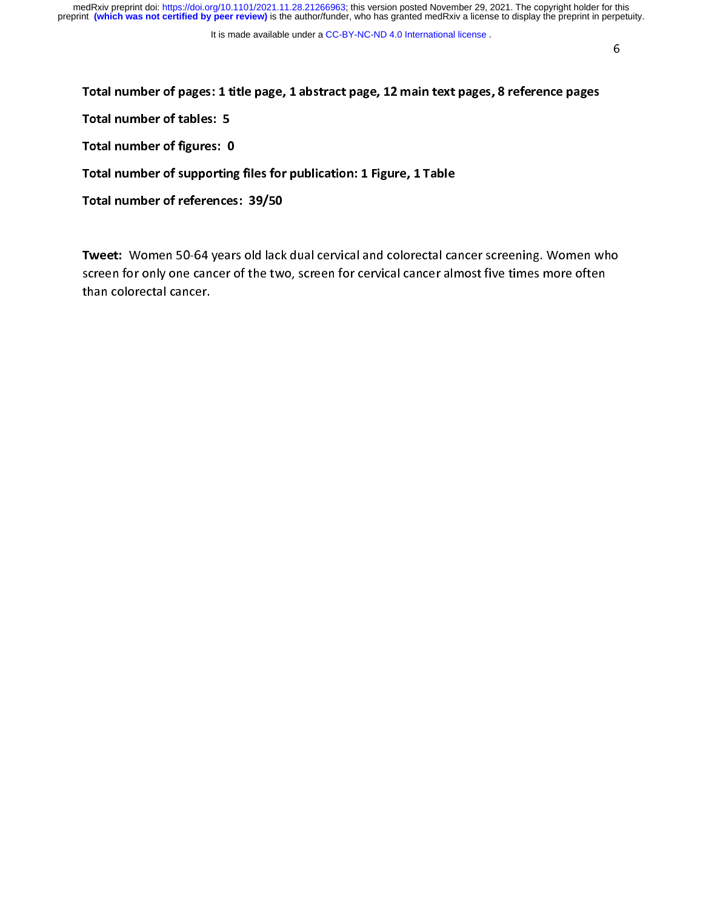**Total number of pages: 1 title page, 1 abstract page, 12 main text pages, 8 reference pages**

**Total number of tables: 5**

**Total number of figures: 0**

**Total number of supporting files for publication: 1 Figure, 1 Table**

**Total number of references: 39/50**

**Tweet:** Women 50-64 years old lack dual cervical and colorectal cancer screening. Women who screen for only one cancer of the two, screen for cervical cancer almost five times more often than colorectal cancer.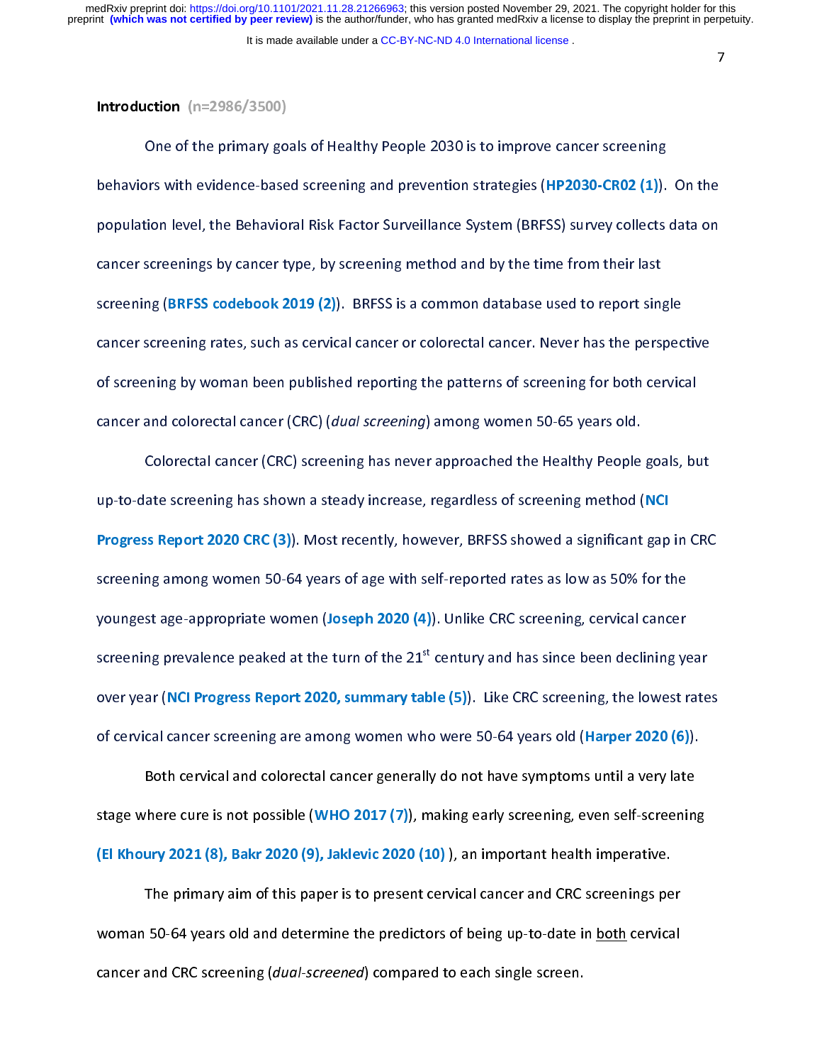## Introduction (n=2986/3500)

One of the primary goals of Healthy People 2030 is to improve cancer screening behaviors with evidence-based screening and prevention strategies (**HP2030-CR02 (1)**). On the population level, the Behavioral Risk Factor Surveillance System (BRFSS) survey collects data on cancer screenings by cancer type, by screening method and by the time from their last screening (**BRFSS codebook 2019 (2)**). BRFSS is a common database used to report single cancer screening rates, such as cervical cancer or colorectal cancer. Never has the perspective of screening by woman been published reporting the patterns of screening for both cervical cancer and colorectal cancer (CRC) (*dual screening*) among women 50-65 years old.

Colorectal cancer (CRC) screening has never approached the Healthy People goals, but up-to-date screening has shown a steady increase, regardless of screening method (**NCI Progress Report 2020 CRC (3)**). Most recently, however, BRFSS showed a significant gap in CRC screening among women 50-64 years of age with self-reported rates as low as 50% for the youngest age-appropriate women (**Joseph 2020 (4)**). Unlike CRC screening, cervical cancer screening prevalence peaked at the turn of the 21st century and has since been declining year over year (**NCI Progress Report 2020, summary table (5)**). Like CRC screening, the lowest rates of cervical cancer screening are among women who were 50-64 years old (**Harper 2020 (6)**).

Both cervical and colorectal cancer generally do not have symptoms until a very late stage where cure is not possible (**WHO 2017 (7)**), making early screening, even self-screening (**El Khoury 2021 (8), Bakr 2020 (9), Jaklevic 2020 (10)** ), an important health imperative.

The primary aim of this paper is to present cervical cancer and CRC screenings per woman 50-64 years old and determine the predictors of being up-to-date in both cervical cancer and CRC screening (*dual-screened*) compared to each single screen.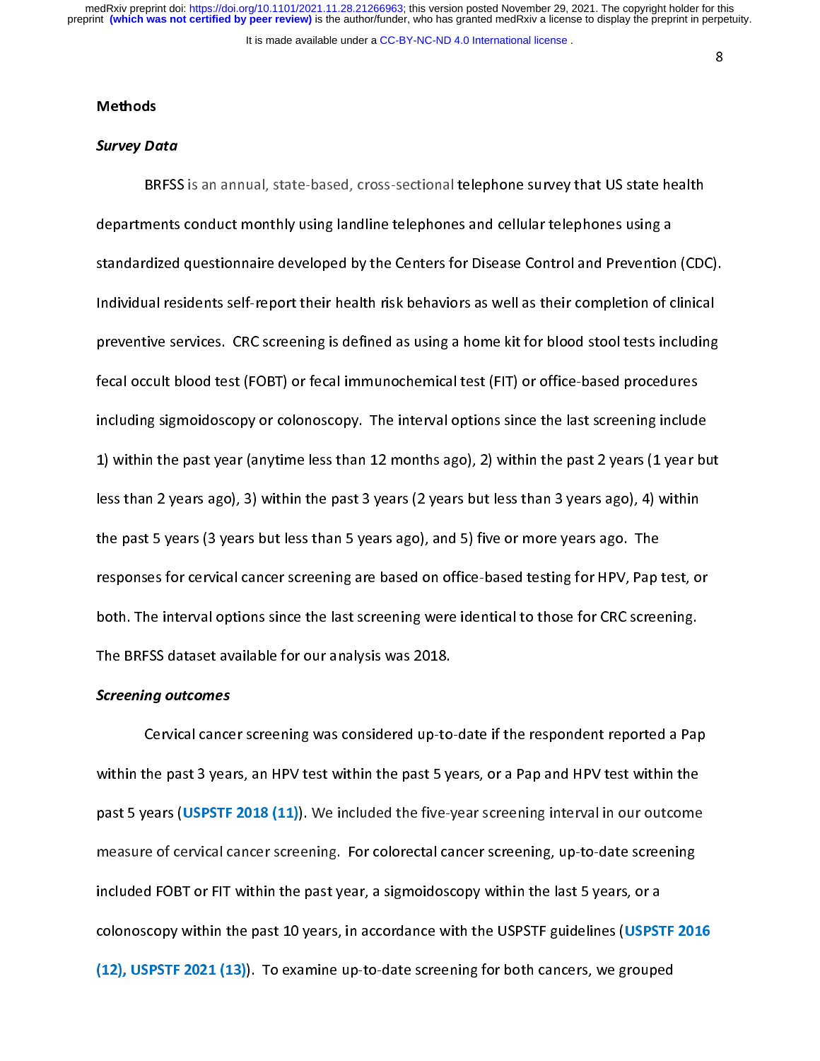## Methods

### *Survey Data*

BRFSS is an annual, state-based, cross-sectional telephone survey that US state health departments conduct monthly using landline telephones and cellular telephones using a standardized questionnaire developed by the Centers for Disease Control and Prevention (CDC). Individual residents self-report their health risk behaviors as well as their completion of clinical preventive services. CRC screening is defined as using a home kit for blood stool tests including fecal occult blood test (FOBT) or fecal immunochemical test (FIT) or office-based procedures including sigmoidoscopy or colonoscopy. The interval options since the last screening include 1) within the past year (anytime less than 12 months ago), 2) within the past 2 years (1 year but less than 2 years ago), 3) within the past 3 years (2 years but less than 3 years ago), 4) within the past 5 years (3 years but less than 5 years ago), and 5) five or more years ago. The responses for cervical cancer screening are based on office-based testing for HPV, Pap test, or both. The interval options since the last screening were identical to those for CRC screening. The BRFSS dataset available for our analysis was 2018.

### *Screening outcomes*

Cervical cancer screening was considered up-to-date if the respondent reported a Pap within the past 3 years, an HPV test within the past 5 years, or a Pap and HPV test within the past 5 years (**USPSTF 2018 (11)**). We included the five-year screening interval in our outcome measure of cervical cancer screening. For colorectal cancer screening, up-to-date screening included FOBT or FIT within the past year, a sigmoidoscopy within the last 5 years, or a colonoscopy within the past 10 years, in accordance with the USPSTF guidelines (**USPSTF 2016 (12), USPSTF 2021 (13)**). To examine up-to-date screening for both cancers, we grouped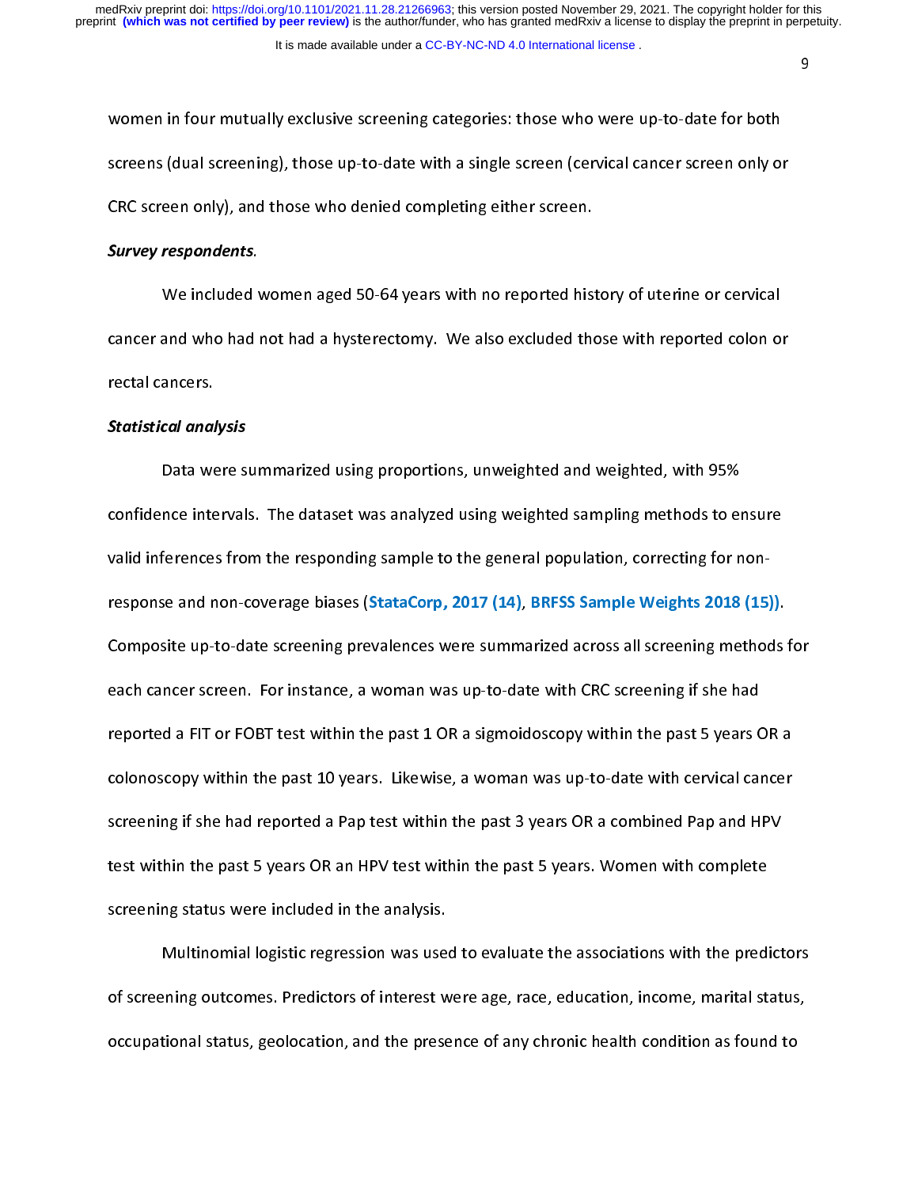women in four mutually exclusive screening categories: those who were up-to-date for both screens (dual screening), those up-to-date with a single screen (cervical cancer screen only or CRC screen only), and those who denied completing either screen.

***Survey respondents***.

We included women aged 50-64 years with no reported history of uterine or cervical cancer and who had not had a hysterectomy. We also excluded those with reported colon or rectal cancers.

***Statistical analysis***

Data were summarized using proportions, unweighted and weighted, with 95% confidence intervals. The dataset was analyzed using weighted sampling methods to ensure valid inferences from the responding sample to the general population, correcting for non-response and non-coverage biases (**StataCorp, 2017 (14)**, **BRFSS Sample Weights 2018 (15))**. Composite up-to-date screening prevalences were summarized across all screening methods for each cancer screen. For instance, a woman was up-to-date with CRC screening if she had reported a FIT or FOBT test within the past 1 OR a sigmoidoscopy within the past 5 years OR a colonoscopy within the past 10 years. Likewise, a woman was up-to-date with cervical cancer screening if she had reported a Pap test within the past 3 years OR a combined Pap and HPV test within the past 5 years OR an HPV test within the past 5 years. Women with complete screening status were included in the analysis.

Multinomial logistic regression was used to evaluate the associations with the predictors of screening outcomes. Predictors of interest were age, race, education, income, marital status, occupational status, geolocation, and the presence of any chronic health condition as found to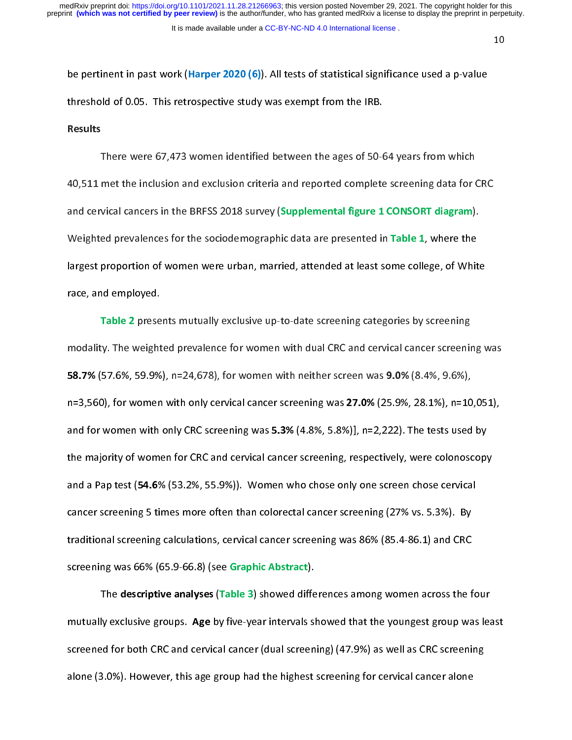be pertinent in past work (**Harper 2020 (6)**). All tests of statistical significance used a p-value threshold of 0.05. This retrospective study was exempt from the IRB.

**Results**

There were 67,473 women identified between the ages of 50-64 years from which 40,511 met the inclusion and exclusion criteria and reported complete screening data for CRC and cervical cancers in the BRFSS 2018 survey (**Supplemental figure 1 CONSORT diagram**). Weighted prevalences for the sociodemographic data are presented in **Table 1**, where the largest proportion of women were urban, married, attended at least some college, of White race, and employed.

**Table 2** presents mutually exclusive up-to-date screening categories by screening modality. The weighted prevalence for women with dual CRC and cervical cancer screening was **58.7%** (57.6%, 59.9%), n=24,678), for women with neither screen was **9.0%** (8.4%, 9.6%), n=3,560), for women with only cervical cancer screening was **27.0%** (25.9%, 28.1%), n=10,051), and for women with only CRC screening was **5.3%** (4.8%, 5.8%)], n=2,222). The tests used by the majority of women for CRC and cervical cancer screening, respectively, were colonoscopy and a Pap test (**54.6**% (53.2%, 55.9%)). Women who chose only one screen chose cervical cancer screening 5 times more often than colorectal cancer screening (27% vs. 5.3%). By traditional screening calculations, cervical cancer screening was 86% (85.4-86.1) and CRC screening was 66% (65.9-66.8) (see **Graphic Abstract**).

The **descriptive analyses** (**Table 3**) showed differences among women across the four mutually exclusive groups. **Age** by five-year intervals showed that the youngest group was least screened for both CRC and cervical cancer (dual screening) (47.9%) as well as CRC screening alone (3.0%). However, this age group had the highest screening for cervical cancer alone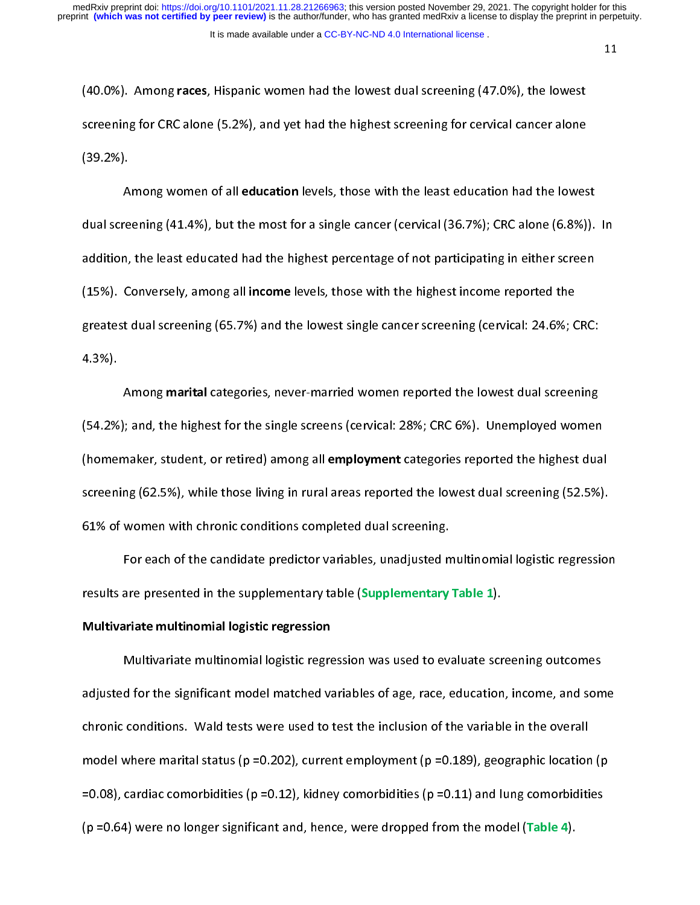(40.0%). Among **races**, Hispanic women had the lowest dual screening (47.0%), the lowest screening for CRC alone (5.2%), and yet had the highest screening for cervical cancer alone (39.2%).

Among women of all **education** levels, those with the least education had the lowest dual screening (41.4%), but the most for a single cancer (cervical (36.7%); CRC alone (6.8%)). In addition, the least educated had the highest percentage of not participating in either screen (15%). Conversely, among all **income** levels, those with the highest income reported the greatest dual screening (65.7%) and the lowest single cancer screening (cervical: 24.6%; CRC: 4.3%).

Among **marital** categories, never-married women reported the lowest dual screening (54.2%); and, the highest for the single screens (cervical: 28%; CRC 6%). Unemployed women (homemaker, student, or retired) among all **employment** categories reported the highest dual screening (62.5%), while those living in rural areas reported the lowest dual screening (52.5%). 61% of women with chronic conditions completed dual screening.

For each of the candidate predictor variables, unadjusted multinomial logistic regression results are presented in the supplementary table (**Supplementary Table 1**).

**Multivariate multinomial logistic regression**

Multivariate multinomial logistic regression was used to evaluate screening outcomes adjusted for the significant model matched variables of age, race, education, income, and some chronic conditions. Wald tests were used to test the inclusion of the variable in the overall model where marital status ($p = 0.202$), current employment ($p = 0.189$), geographic location ($p = 0.08$), cardiac comorbidities ($p = 0.12$), kidney comorbidities ($p = 0.11$) and lung comorbidities ($p = 0.64$) were no longer significant and, hence, were dropped from the model (**Table 4**).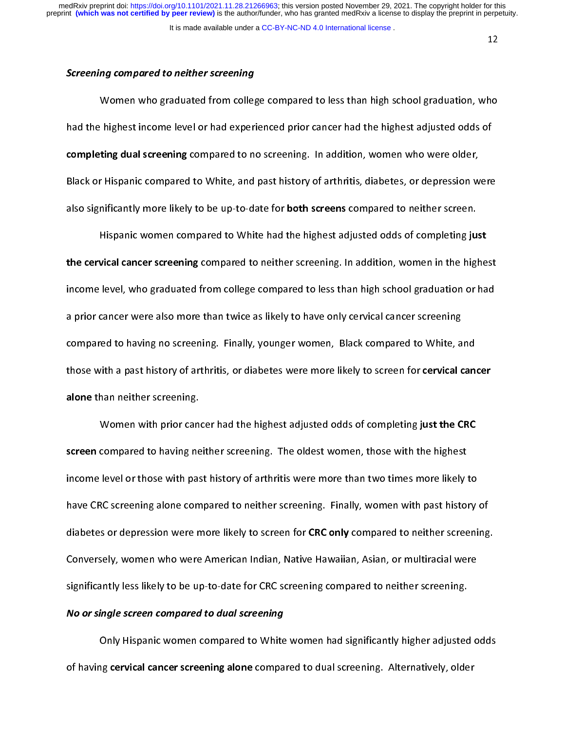***Screening compared to neither screening***

Women who graduated from college compared to less than high school graduation, who had the highest income level or had experienced prior cancer had the highest adjusted odds of **completing dual screening** compared to no screening. In addition, women who were older, Black or Hispanic compared to White, and past history of arthritis, diabetes, or depression were also significantly more likely to be up-to-date for **both screens** compared to neither screen.

Hispanic women compared to White had the highest adjusted odds of completing **just the cervical cancer screening** compared to neither screening. In addition, women in the highest income level, who graduated from college compared to less than high school graduation or had a prior cancer were also more than twice as likely to have only cervical cancer screening compared to having no screening. Finally, younger women, Black compared to White, and those with a past history of arthritis, or diabetes were more likely to screen for **cervical cancer alone** than neither screening.

Women with prior cancer had the highest adjusted odds of completing **just the CRC screen** compared to having neither screening. The oldest women, those with the highest income level or those with past history of arthritis were more than two times more likely to have CRC screening alone compared to neither screening. Finally, women with past history of diabetes or depression were more likely to screen for **CRC only** compared to neither screening. Conversely, women who were American Indian, Native Hawaiian, Asian, or multiracial were significantly less likely to be up-to-date for CRC screening compared to neither screening.

***No or single screen compared to dual screening***

Only Hispanic women compared to White women had significantly higher adjusted odds of having **cervical cancer screening alone** compared to dual screening. Alternatively, older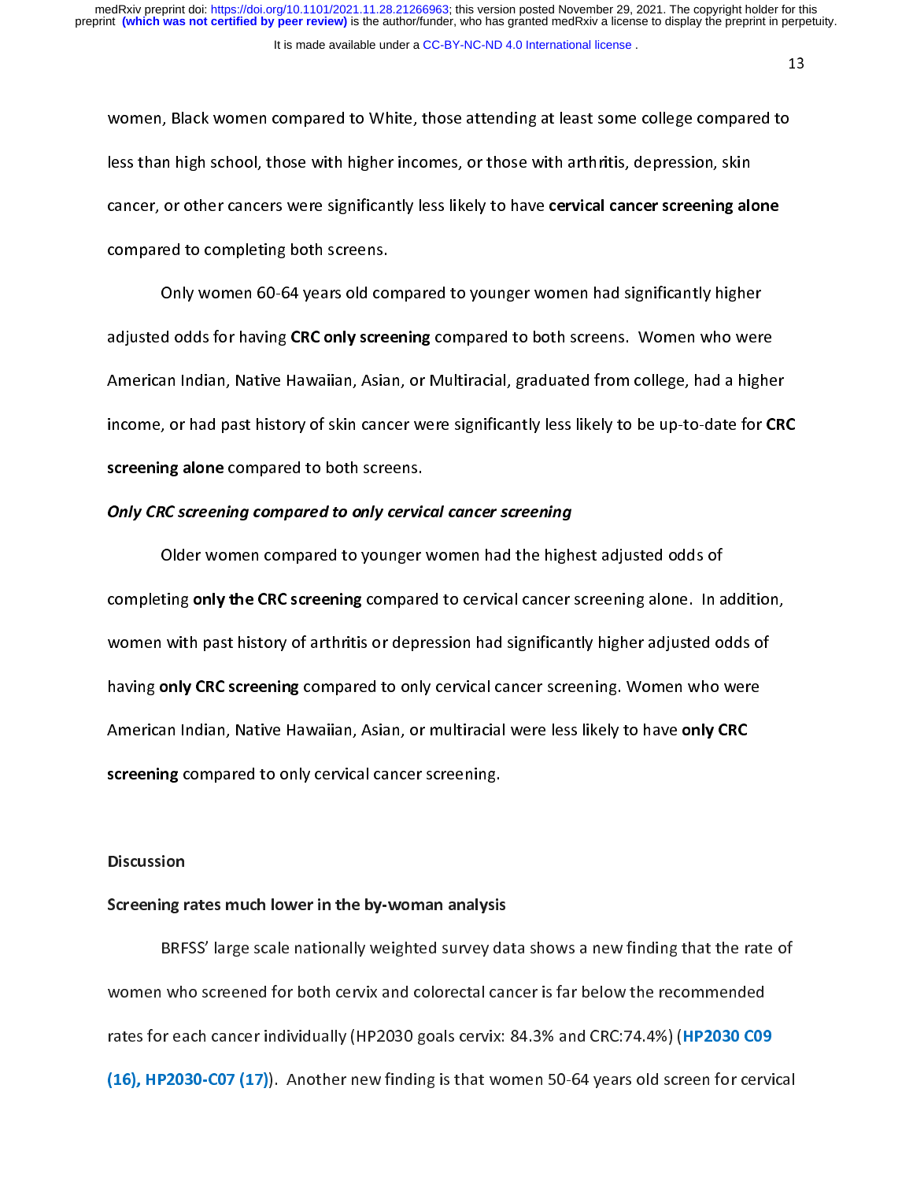women, Black women compared to White, those attending at least some college compared to less than high school, those with higher incomes, or those with arthritis, depression, skin cancer, or other cancers were significantly less likely to have **cervical cancer screening alone** compared to completing both screens.

Only women 60-64 years old compared to younger women had significantly higher adjusted odds for having **CRC only screening** compared to both screens. Women who were American Indian, Native Hawaiian, Asian, or Multiracial, graduated from college, had a higher income, or had past history of skin cancer were significantly less likely to be up-to-date for **CRC screening alone** compared to both screens.

***Only CRC screening compared to only cervical cancer screening***

Older women compared to younger women had the highest adjusted odds of completing **only the CRC screening** compared to cervical cancer screening alone. In addition, women with past history of arthritis or depression had significantly higher adjusted odds of having **only CRC screening** compared to only cervical cancer screening. Women who were American Indian, Native Hawaiian, Asian, or multiracial were less likely to have **only CRC screening** compared to only cervical cancer screening.

## Discussion

### Screening rates much lower in the by-woman analysis

BRFSS' large scale nationally weighted survey data shows a new finding that the rate of women who screened for both cervix and colorectal cancer is far below the recommended rates for each cancer individually (HP2030 goals cervix: 84.3% and CRC:74.4%) (**HP2030 C09 (16), HP2030-C07 (17)**). Another new finding is that women 50-64 years old screen for cervical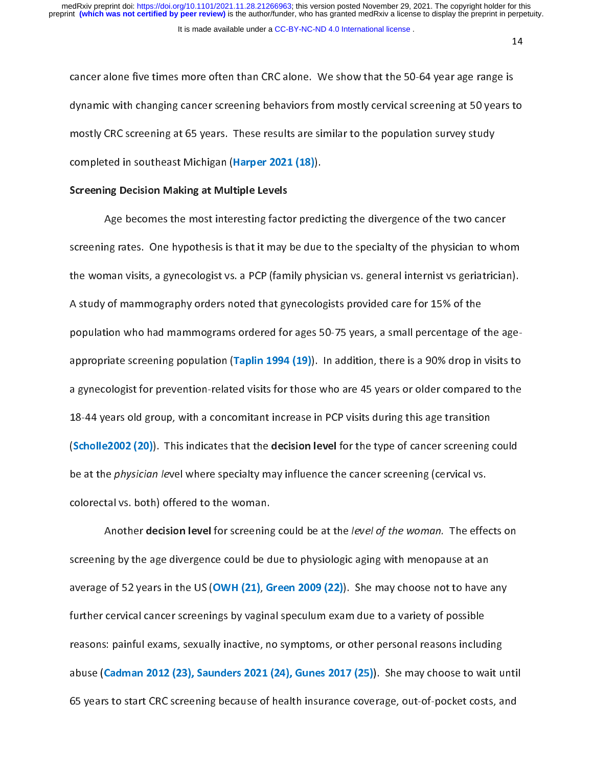cancer alone five times more often than CRC alone. We show that the 50-64 year age range is dynamic with changing cancer screening behaviors from mostly cervical screening at 50 years to mostly CRC screening at 65 years. These results are similar to the population survey study completed in southeast Michigan (**Harper 2021 (18)**).

**Screening Decision Making at Multiple Levels**

Age becomes the most interesting factor predicting the divergence of the two cancer screening rates. One hypothesis is that it may be due to the specialty of the physician to whom the woman visits, a gynecologist vs. a PCP (family physician vs. general internist vs geriatrician). A study of mammography orders noted that gynecologists provided care for 15% of the population who had mammograms ordered for ages 50-75 years, a small percentage of the age-appropriate screening population (**Taplin 1994 (19)**). In addition, there is a 90% drop in visits to a gynecologist for prevention-related visits for those who are 45 years or older compared to the 18-44 years old group, with a concomitant increase in PCP visits during this age transition (**Scholle2002 (20)**). This indicates that the **decision level** for the type of cancer screening could be at the *physician le*vel where specialty may influence the cancer screening (cervical vs. colorectal vs. both) offered to the woman.

Another **decision level** for screening could be at the *level of the woman.* The effects on screening by the age divergence could be due to physiologic aging with menopause at an average of 52 years in the US (**OWH (21)**, **Green 2009 (22)**). She may choose not to have any further cervical cancer screenings by vaginal speculum exam due to a variety of possible reasons: painful exams, sexually inactive, no symptoms, or other personal reasons including abuse (**Cadman 2012 (23), Saunders 2021 (24), Gunes 2017 (25)**). She may choose to wait until 65 years to start CRC screening because of health insurance coverage, out-of-pocket costs, and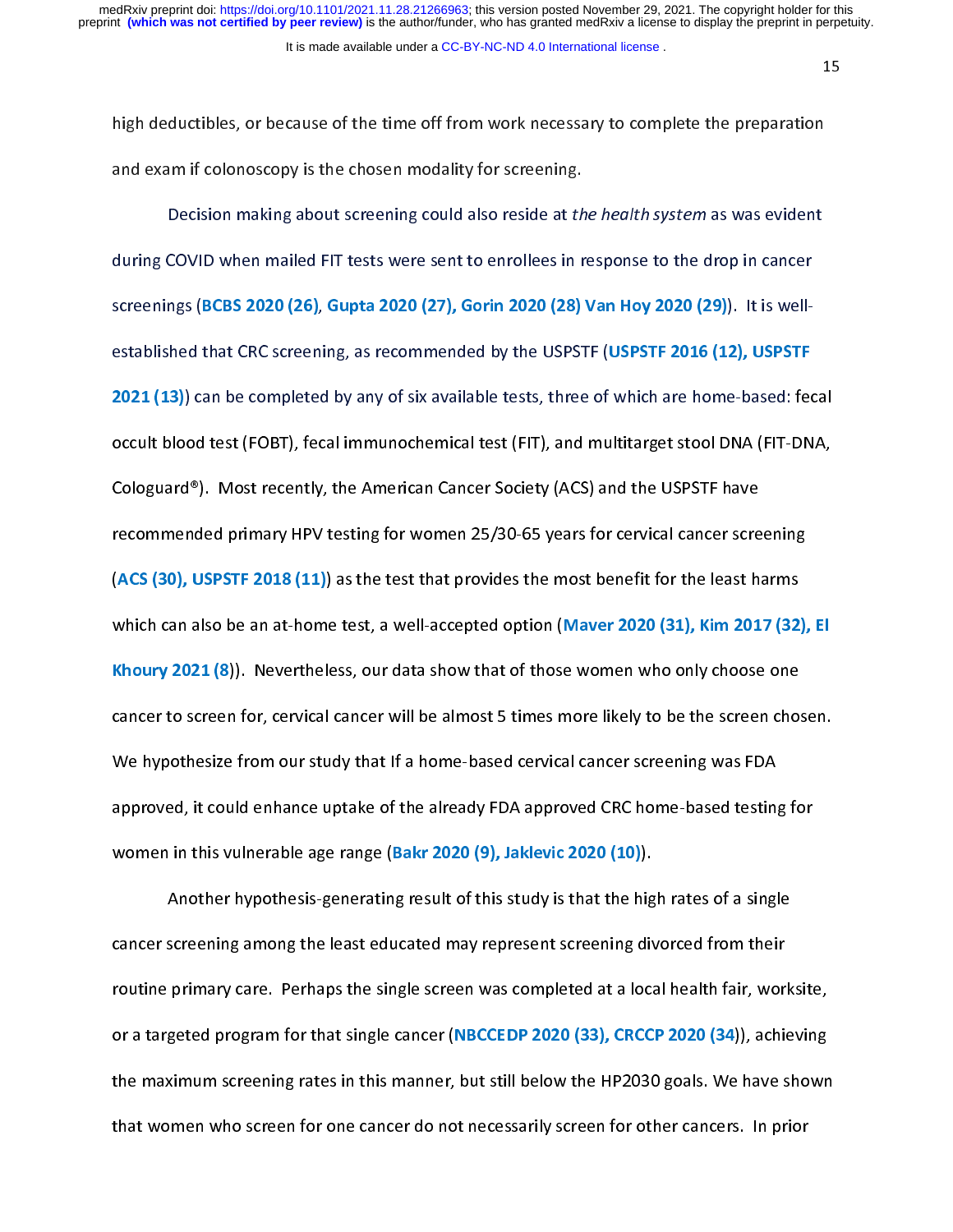high deductibles, or because of the time off from work necessary to complete the preparation and exam if colonoscopy is the chosen modality for screening.

Decision making about screening could also reside at *the health system* as was evident during COVID when mailed FIT tests were sent to enrollees in response to the drop in cancer screenings (**BCBS 2020 (26)**, **Gupta 2020 (27), Gorin 2020 (28) Van Hoy 2020 (29)**). It is well-established that CRC screening, as recommended by the USPSTF (**USPSTF 2016 (12), USPSTF 2021 (13)**) can be completed by any of six available tests, three of which are home-based: fecal occult blood test (FOBT), fecal immunochemical test (FIT), and multitarget stool DNA (FIT-DNA, Cologuard®). Most recently, the American Cancer Society (ACS) and the USPSTF have recommended primary HPV testing for women 25/30-65 years for cervical cancer screening (**ACS (30), USPSTF 2018 (11)**) as the test that provides the most benefit for the least harms which can also be an at-home test, a well-accepted option (**Maver 2020 (31), Kim 2017 (32), El Khoury 2021 (8)**). Nevertheless, our data show that of those women who only choose one cancer to screen for, cervical cancer will be almost 5 times more likely to be the screen chosen. We hypothesize from our study that If a home-based cervical cancer screening was FDA approved, it could enhance uptake of the already FDA approved CRC home-based testing for women in this vulnerable age range (**Bakr 2020 (9), Jaklevic 2020 (10)**).

Another hypothesis-generating result of this study is that the high rates of a single cancer screening among the least educated may represent screening divorced from their routine primary care. Perhaps the single screen was completed at a local health fair, worksite, or a targeted program for that single cancer (**NBCCEDP 2020 (33), CRCCP 2020 (34)**), achieving the maximum screening rates in this manner, but still below the HP2030 goals. We have shown that women who screen for one cancer do not necessarily screen for other cancers. In prior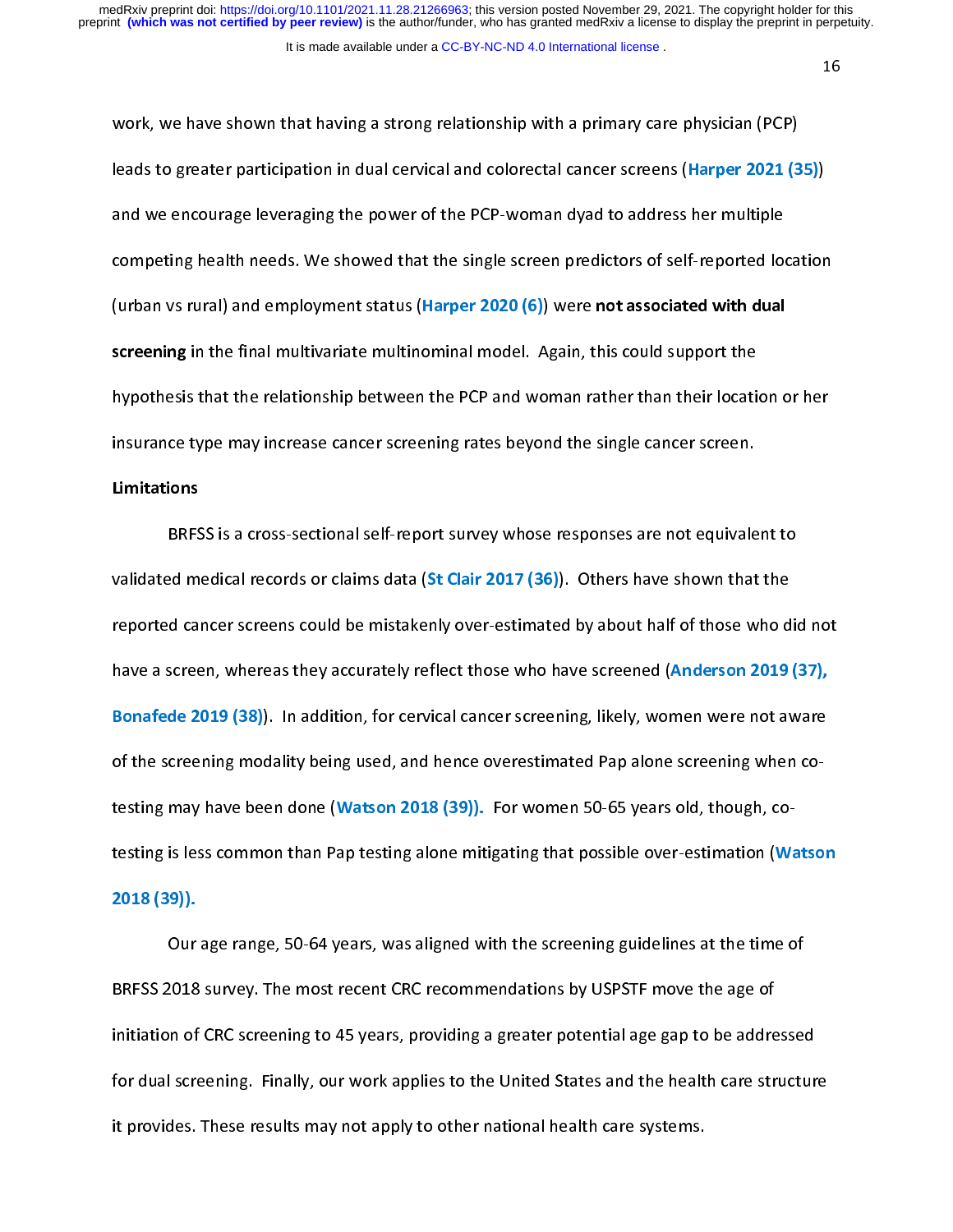work, we have shown that having a strong relationship with a primary care physician (PCP) leads to greater participation in dual cervical and colorectal cancer screens (Harper 2021 (35)) and we encourage leveraging the power of the PCP-woman dyad to address her multiple competing health needs. We showed that the single screen predictors of self-reported location (urban vs rural) and employment status (Harper 2020 (6)) were **not associated with dual screening** in the final multivariate multinominal model. Again, this could support the hypothesis that the relationship between the PCP and woman rather than their location or her insurance type may increase cancer screening rates beyond the single cancer screen.

**Limitations**

BRFSS is a cross-sectional self-report survey whose responses are not equivalent to validated medical records or claims data (St Clair 2017 (36)). Others have shown that the reported cancer screens could be mistakenly over-estimated by about half of those who did not have a screen, whereas they accurately reflect those who have screened (Anderson 2019 (37), Bonafede 2019 (38)). In addition, for cervical cancer screening, likely, women were not aware of the screening modality being used, and hence overestimated Pap alone screening when co-testing may have been done (Watson 2018 (39)). For women 50-65 years old, though, co-testing is less common than Pap testing alone mitigating that possible over-estimation (Watson 2018 (39)).

Our age range, 50-64 years, was aligned with the screening guidelines at the time of BRFSS 2018 survey. The most recent CRC recommendations by USPSTF move the age of initiation of CRC screening to 45 years, providing a greater potential age gap to be addressed for dual screening. Finally, our work applies to the United States and the health care structure it provides. These results may not apply to other national health care systems.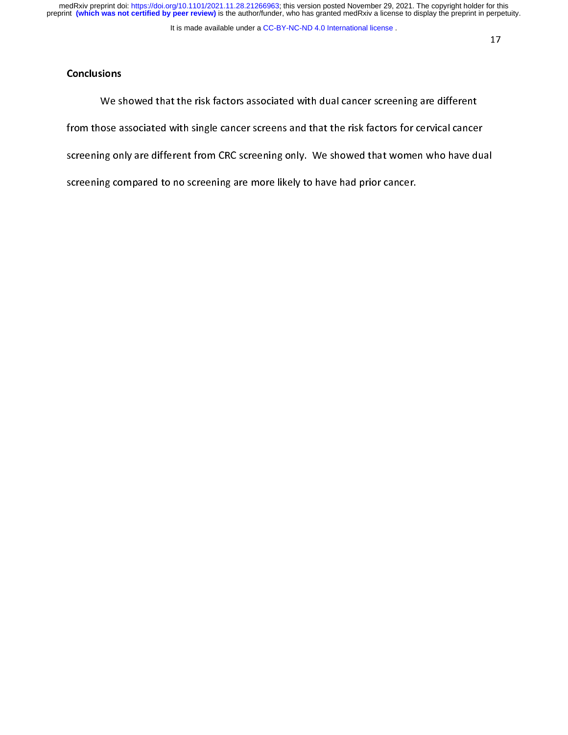## Conclusions

We showed that the risk factors associated with dual cancer screening are different from those associated with single cancer screens and that the risk factors for cervical cancer screening only are different from CRC screening only. We showed that women who have dual screening compared to no screening are more likely to have had prior cancer.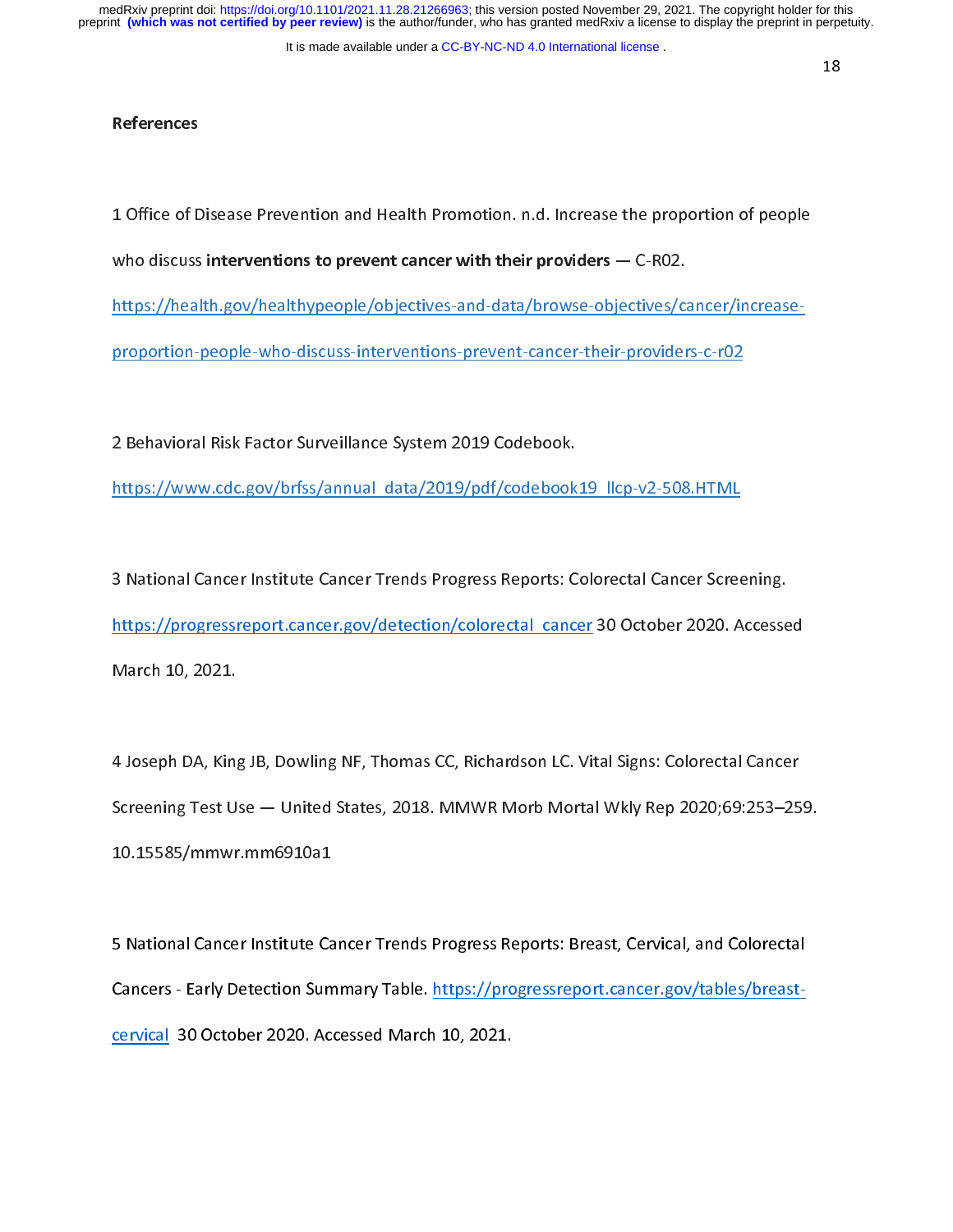## References

1 Office of Disease Prevention and Health Promotion. n.d. Increase the proportion of people who discuss **interventions to prevent cancer with their providers** — C-R02. https://health.gov/healthypeople/objectives-and-data/browse-objectives/cancer/increase-proportion-people-who-discuss-interventions-prevent-cancer-their-providers-c-r02

2 Behavioral Risk Factor Surveillance System 2019 Codebook. https://www.cdc.gov/brfss/annual_data/2019/pdf/codebook19_llcp-v2-508.HTML

3 National Cancer Institute Cancer Trends Progress Reports: Colorectal Cancer Screening. https://progressreport.cancer.gov/detection/colorectal_cancer 30 October 2020. Accessed March 10, 2021.

4 Joseph DA, King JB, Dowling NF, Thomas CC, Richardson LC. Vital Signs: Colorectal Cancer Screening Test Use — United States, 2018. MMWR Morb Mortal Wkly Rep 2020;69:253–259. 10.15585/mmwr.mm6910a1

5 National Cancer Institute Cancer Trends Progress Reports: Breast, Cervical, and Colorectal Cancers - Early Detection Summary Table. https://progressreport.cancer.gov/tables/breast-cervical 30 October 2020. Accessed March 10, 2021.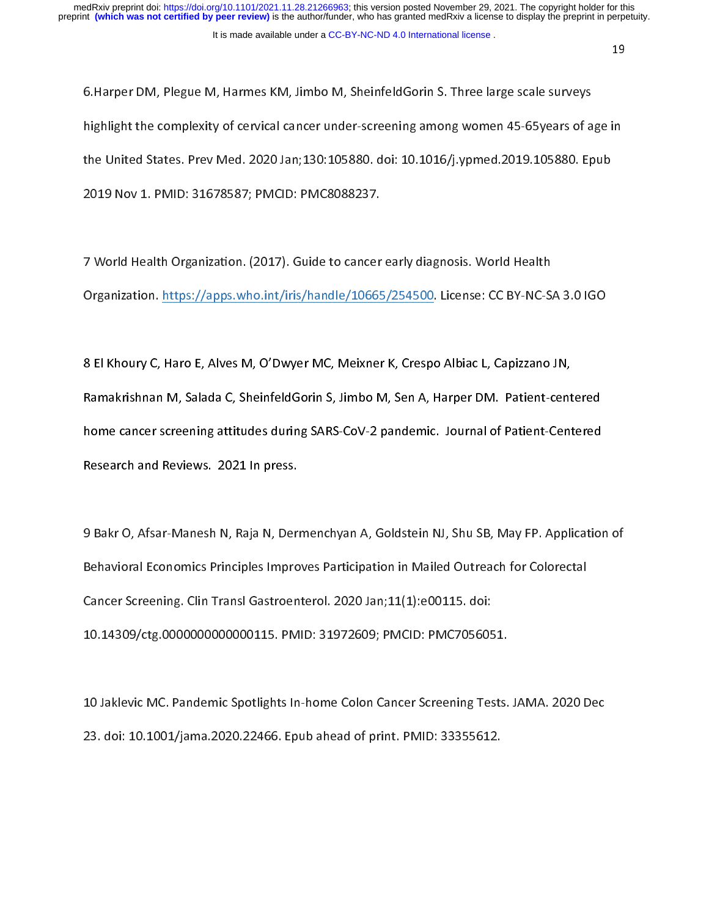6.Harper DM, Plegue M, Harmes KM, Jimbo M, SheinfeldGorin S. Three large scale surveys highlight the complexity of cervical cancer under-screening among women 45-65years of age in the United States. Prev Med. 2020 Jan;130:105880. doi: 10.1016/j.ypmed.2019.105880. Epub 2019 Nov 1. PMID: 31678587; PMCID: PMC8088237.

7 World Health Organization. (2017). Guide to cancer early diagnosis. World Health Organization. https://apps.who.int/iris/handle/10665/254500. License: CC BY-NC-SA 3.0 IGO

8 El Khoury C, Haro E, Alves M, O'Dwyer MC, Meixner K, Crespo Albiac L, Capizzano JN, Ramakrishnan M, Salada C, SheinfeldGorin S, Jimbo M, Sen A, Harper DM. Patient-centered home cancer screening attitudes during SARS-CoV-2 pandemic. Journal of Patient-Centered Research and Reviews. 2021 In press.

9 Bakr O, Afsar-Manesh N, Raja N, Dermenchyan A, Goldstein NJ, Shu SB, May FP. Application of Behavioral Economics Principles Improves Participation in Mailed Outreach for Colorectal Cancer Screening. Clin Transl Gastroenterol. 2020 Jan;11(1):e00115. doi: 10.14309/ctg.0000000000000115. PMID: 31972609; PMCID: PMC7056051.

10 Jaklevic MC. Pandemic Spotlights In-home Colon Cancer Screening Tests. JAMA. 2020 Dec 23. doi: 10.1001/jama.2020.22466. Epub ahead of print. PMID: 33355612.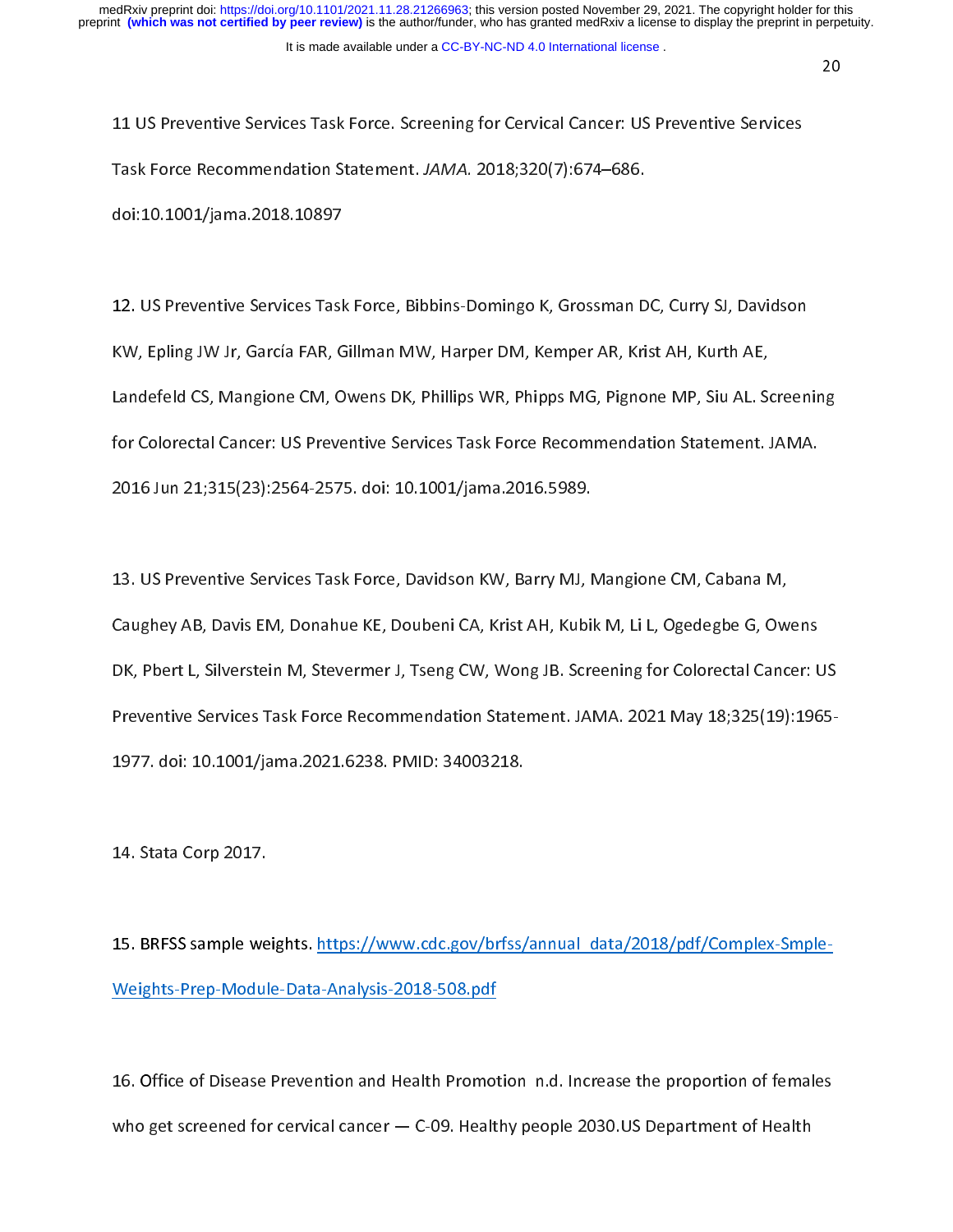11 US Preventive Services Task Force. Screening for Cervical Cancer: US Preventive Services Task Force Recommendation Statement. *JAMA.* 2018;320(7):674–686. doi:10.1001/jama.2018.10897

12. US Preventive Services Task Force, Bibbins-Domingo K, Grossman DC, Curry SJ, Davidson KW, Epling JW Jr, García FAR, Gillman MW, Harper DM, Kemper AR, Krist AH, Kurth AE, Landefeld CS, Mangione CM, Owens DK, Phillips WR, Phipps MG, Pignone MP, Siu AL. Screening for Colorectal Cancer: US Preventive Services Task Force Recommendation Statement. JAMA. 2016 Jun 21;315(23):2564-2575. doi: 10.1001/jama.2016.5989.

13. US Preventive Services Task Force, Davidson KW, Barry MJ, Mangione CM, Cabana M, Caughey AB, Davis EM, Donahue KE, Doubeni CA, Krist AH, Kubik M, Li L, Ogedegbe G, Owens DK, Pbert L, Silverstein M, Stevermer J, Tseng CW, Wong JB. Screening for Colorectal Cancer: US Preventive Services Task Force Recommendation Statement. JAMA. 2021 May 18;325(19):1965-1977. doi: 10.1001/jama.2021.6238. PMID: 34003218.

14. Stata Corp 2017.

15. BRFSS sample weights. https://www.cdc.gov/brfss/annual_data/2018/pdf/Complex-Smple-Weights-Prep-Module-Data-Analysis-2018-508.pdf

16. Office of Disease Prevention and Health Promotion n.d. Increase the proportion of females who get screened for cervical cancer — C-09. Healthy people 2030.US Department of Health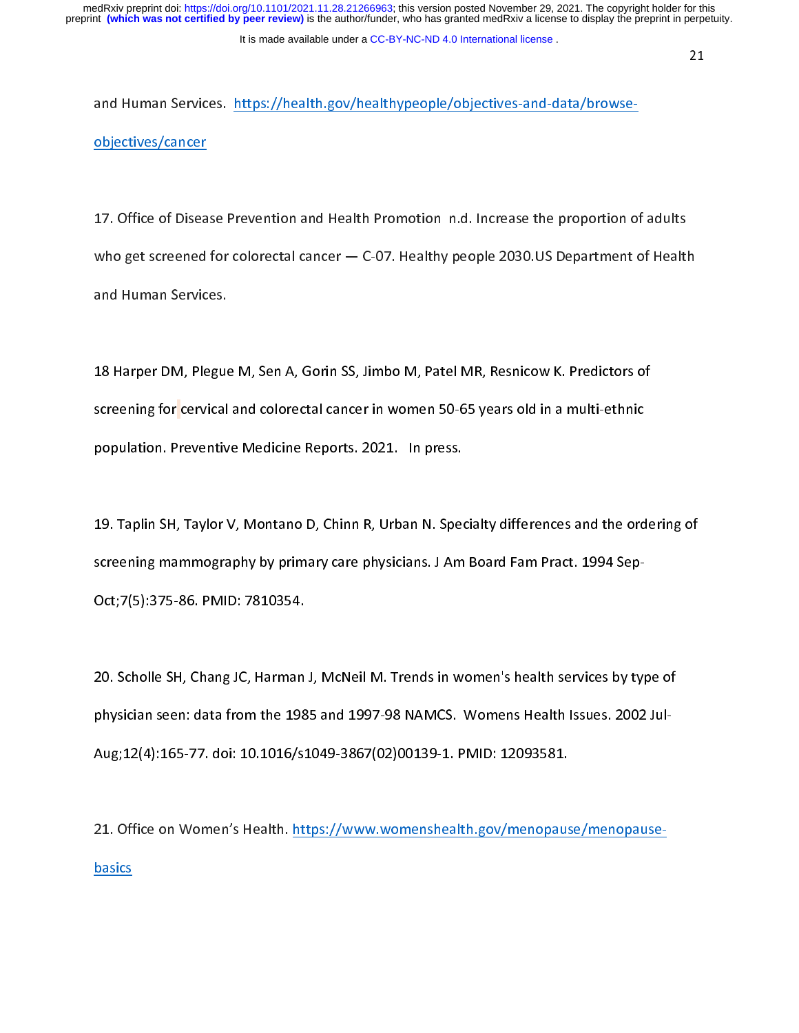and Human Services. https://health.gov/healthypeople/objectives-and-data/browse-objectives/cancer

17. Office of Disease Prevention and Health Promotion n.d. Increase the proportion of adults who get screened for colorectal cancer — C-07. Healthy people 2030.US Department of Health and Human Services.

18 Harper DM, Plegue M, Sen A, Gorin SS, Jimbo M, Patel MR, Resnicow K. Predictors of screening for cervical and colorectal cancer in women 50-65 years old in a multi-ethnic population. Preventive Medicine Reports. 2021. In press.

19. Taplin SH, Taylor V, Montano D, Chinn R, Urban N. Specialty differences and the ordering of screening mammography by primary care physicians. J Am Board Fam Pract. 1994 Sep-Oct;7(5):375-86. PMID: 7810354.

20. Scholle SH, Chang JC, Harman J, McNeil M. Trends in women's health services by type of physician seen: data from the 1985 and 1997-98 NAMCS. Womens Health Issues. 2002 Jul-Aug;12(4):165-77. doi: 10.1016/s1049-3867(02)00139-1. PMID: 12093581.

21. Office on Women's Health. https://www.womenshealth.gov/menopause/menopause-basics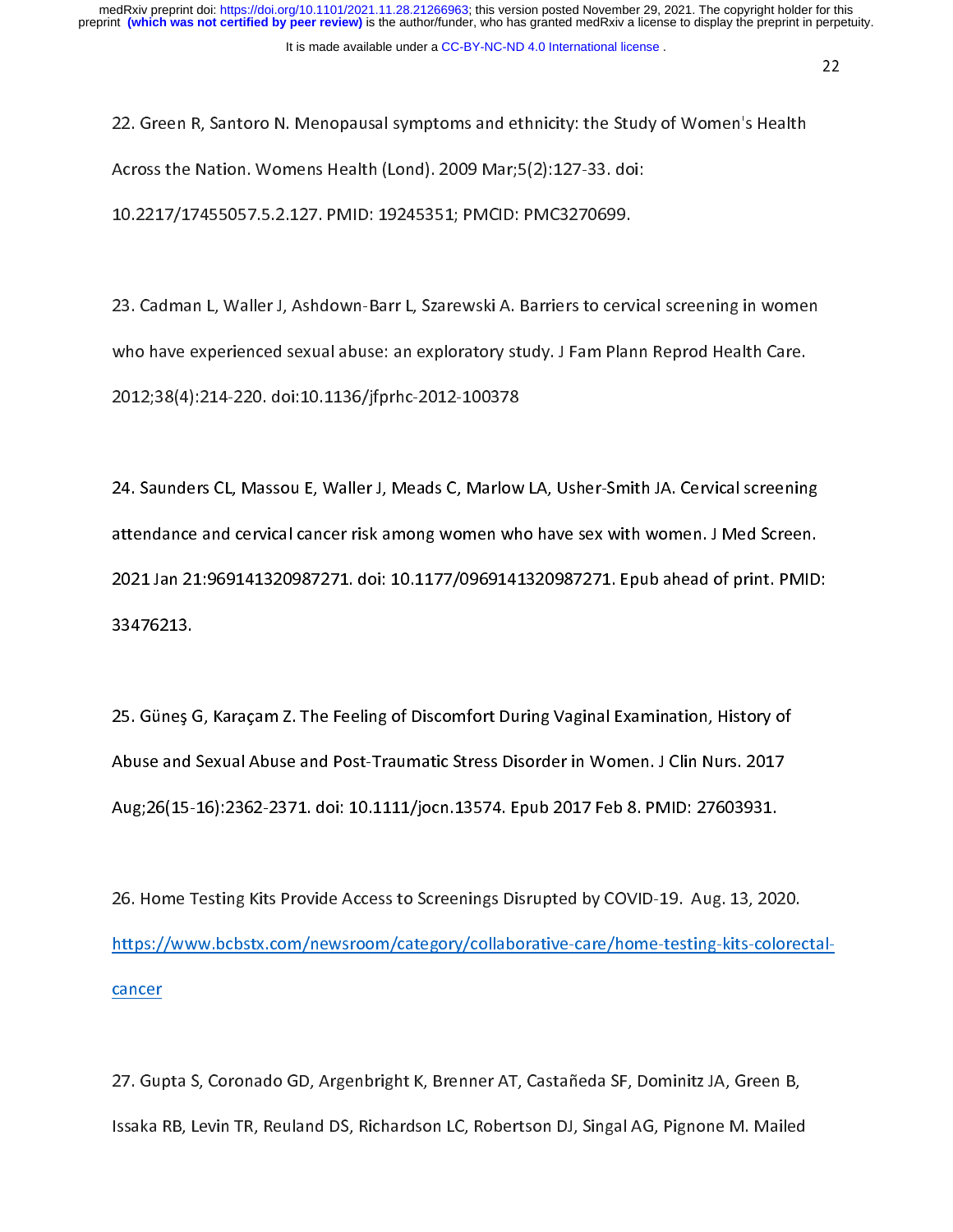22. Green R, Santoro N. Menopausal symptoms and ethnicity: the Study of Women's Health Across the Nation. Womens Health (Lond). 2009 Mar;5(2):127-33. doi: 10.2217/17455057.5.2.127. PMID: 19245351; PMCID: PMC3270699.

23. Cadman L, Waller J, Ashdown-Barr L, Szarewski A. Barriers to cervical screening in women who have experienced sexual abuse: an exploratory study. J Fam Plann Reprod Health Care. 2012;38(4):214-220. doi:10.1136/jfprhc-2012-100378

24. Saunders CL, Massou E, Waller J, Meads C, Marlow LA, Usher-Smith JA. Cervical screening attendance and cervical cancer risk among women who have sex with women. J Med Screen. 2021 Jan 21:969141320987271. doi: 10.1177/0969141320987271. Epub ahead of print. PMID: 33476213.

25. Güneş G, Karaçam Z. The Feeling of Discomfort During Vaginal Examination, History of Abuse and Sexual Abuse and Post-Traumatic Stress Disorder in Women. J Clin Nurs. 2017 Aug;26(15-16):2362-2371. doi: 10.1111/jocn.13574. Epub 2017 Feb 8. PMID: 27603931.

26. Home Testing Kits Provide Access to Screenings Disrupted by COVID-19. Aug. 13, 2020. https://www.bcbstx.com/newsroom/category/collaborative-care/home-testing-kits-colorectal-cancer

27. Gupta S, Coronado GD, Argenbright K, Brenner AT, Castañeda SF, Dominitz JA, Green B, Issaka RB, Levin TR, Reuland DS, Richardson LC, Robertson DJ, Singal AG, Pignone M. Mailed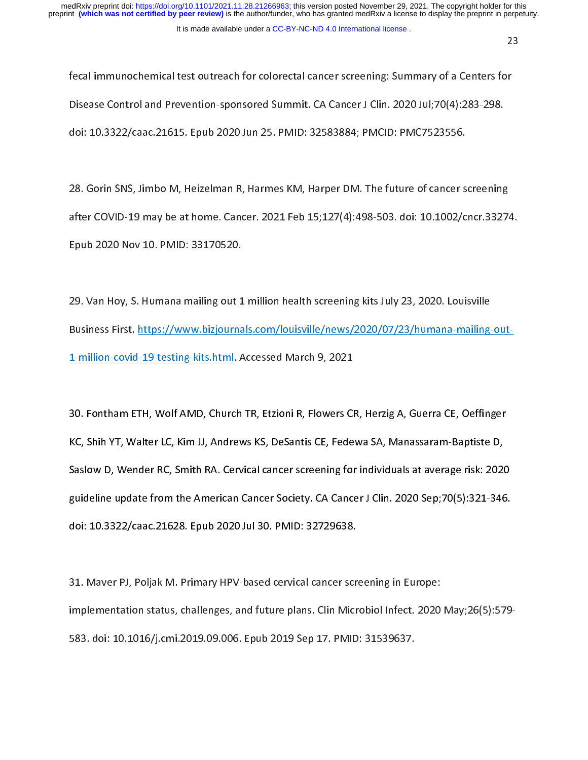fecal immunochemical test outreach for colorectal cancer screening: Summary of a Centers for Disease Control and Prevention-sponsored Summit. CA Cancer J Clin. 2020 Jul;70(4):283-298. doi: 10.3322/caac.21615. Epub 2020 Jun 25. PMID: 32583884; PMCID: PMC7523556.

28. Gorin SNS, Jimbo M, Heizelman R, Harmes KM, Harper DM. The future of cancer screening after COVID-19 may be at home. Cancer. 2021 Feb 15;127(4):498-503. doi: 10.1002/cncr.33274. Epub 2020 Nov 10. PMID: 33170520.

29. Van Hoy, S. Humana mailing out 1 million health screening kits July 23, 2020. Louisville Business First. https://www.bizjournals.com/louisville/news/2020/07/23/humana-mailing-out-1-million-covid-19-testing-kits.html. Accessed March 9, 2021

30. Fontham ETH, Wolf AMD, Church TR, Etzioni R, Flowers CR, Herzig A, Guerra CE, Oeffinger KC, Shih YT, Walter LC, Kim JJ, Andrews KS, DeSantis CE, Fedewa SA, Manassaram-Baptiste D, Saslow D, Wender RC, Smith RA. Cervical cancer screening for individuals at average risk: 2020 guideline update from the American Cancer Society. CA Cancer J Clin. 2020 Sep;70(5):321-346. doi: 10.3322/caac.21628. Epub 2020 Jul 30. PMID: 32729638.

31. Maver PJ, Poljak M. Primary HPV-based cervical cancer screening in Europe: implementation status, challenges, and future plans. Clin Microbiol Infect. 2020 May;26(5):579-583. doi: 10.1016/j.cmi.2019.09.006. Epub 2019 Sep 17. PMID: 31539637.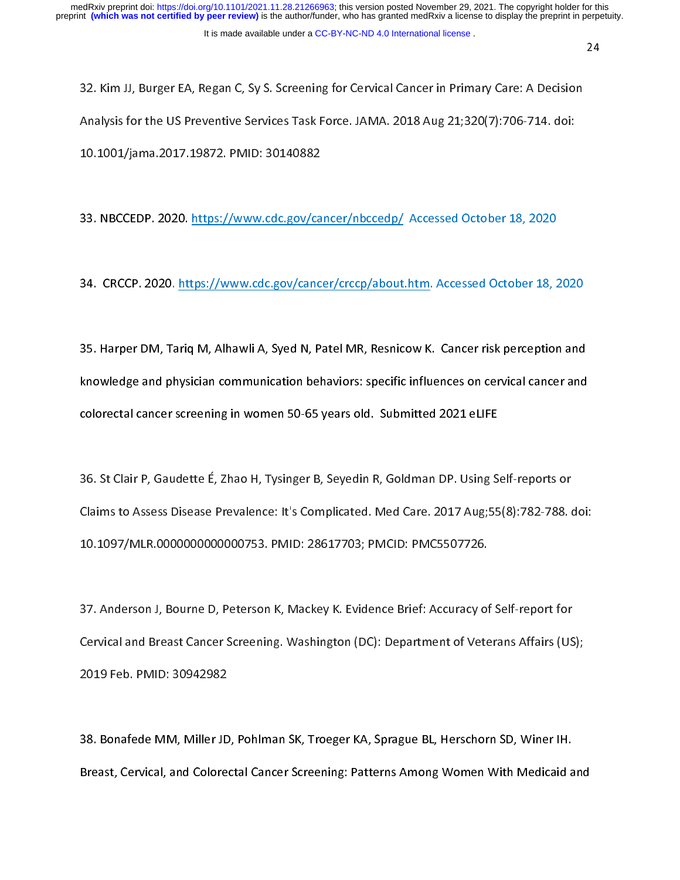32. Kim JJ, Burger EA, Regan C, Sy S. Screening for Cervical Cancer in Primary Care: A Decision Analysis for the US Preventive Services Task Force. JAMA. 2018 Aug 21;320(7):706-714. doi: 10.1001/jama.2017.19872. PMID: 30140882

33. NBCCEDP. 2020. https://www.cdc.gov/cancer/nbccedp/ Accessed October 18, 2020

34. CRCCP. 2020. https://www.cdc.gov/cancer/crccp/about.htm. Accessed October 18, 2020

35. Harper DM, Tariq M, Alhawli A, Syed N, Patel MR, Resnicow K. Cancer risk perception and knowledge and physician communication behaviors: specific influences on cervical cancer and colorectal cancer screening in women 50-65 years old. Submitted 2021 eLIFE

36. St Clair P, Gaudette É, Zhao H, Tysinger B, Seyedin R, Goldman DP. Using Self-reports or Claims to Assess Disease Prevalence: It's Complicated. Med Care. 2017 Aug;55(8):782-788. doi: 10.1097/MLR.0000000000000753. PMID: 28617703; PMCID: PMC5507726.

37. Anderson J, Bourne D, Peterson K, Mackey K. Evidence Brief: Accuracy of Self-report for Cervical and Breast Cancer Screening. Washington (DC): Department of Veterans Affairs (US); 2019 Feb. PMID: 30942982

38. Bonafede MM, Miller JD, Pohlman SK, Troeger KA, Sprague BL, Herschorn SD, Winer IH. Breast, Cervical, and Colorectal Cancer Screening: Patterns Among Women With Medicaid and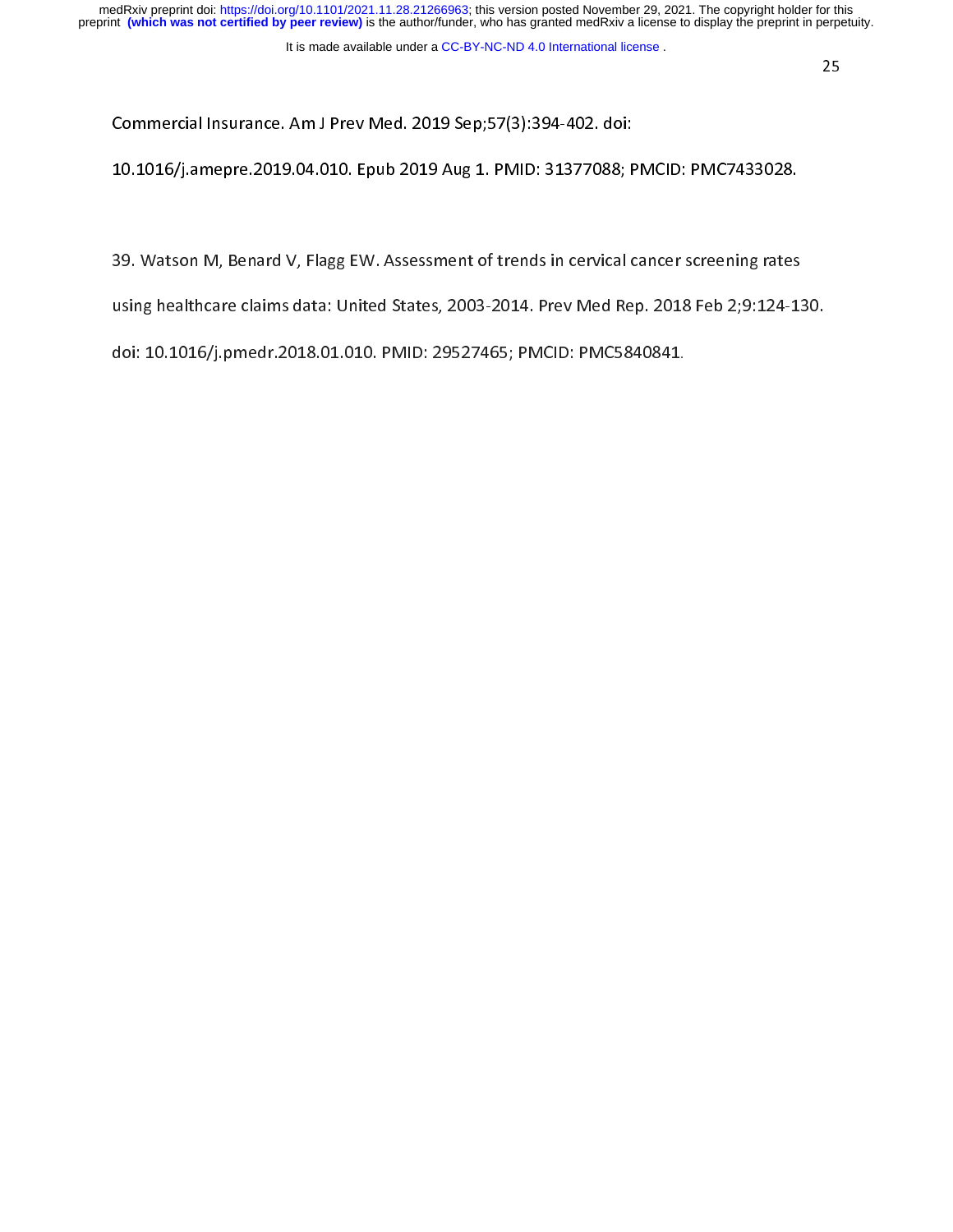Commercial Insurance. Am J Prev Med. 2019 Sep;57(3):394-402. doi: 10.1016/j.amepre.2019.04.010. Epub 2019 Aug 1. PMID: 31377088; PMCID: PMC7433028.

39. Watson M, Benard V, Flagg EW. Assessment of trends in cervical cancer screening rates using healthcare claims data: United States, 2003-2014. Prev Med Rep. 2018 Feb 2;9:124-130. doi: 10.1016/j.pmedr.2018.01.010. PMID: 29527465; PMCID: PMC5840841.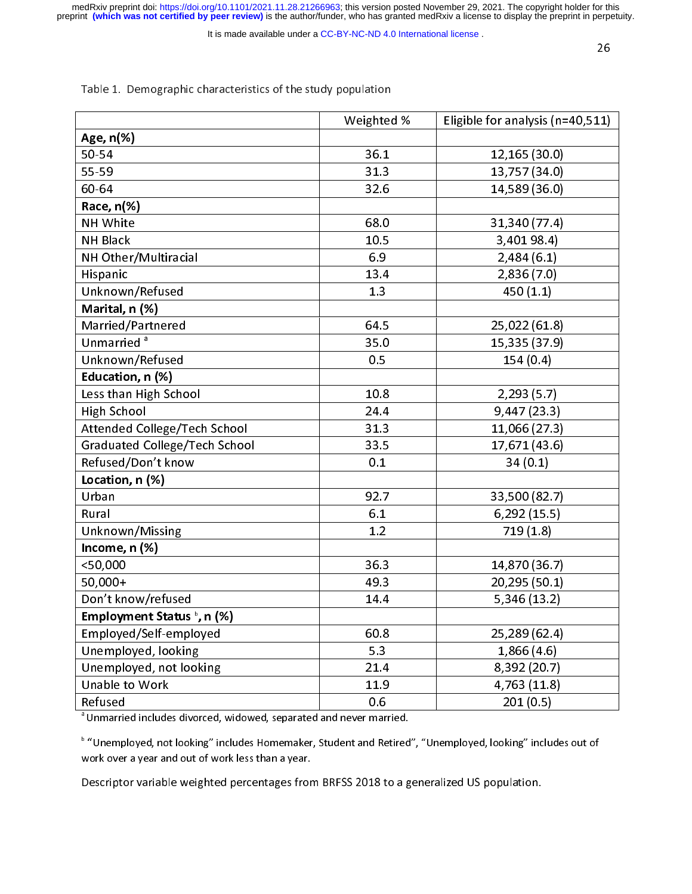Table 1. Demographic characteristics of the study population

| | Weighted % | Eligible for analysis (n=40,511) |
|---|---|---|
| **Age, n(%)** | | |
| 50-54 | 36.1 | 12,165 (30.0) |
| 55-59 | 31.3 | 13,757 (34.0) |
| 60-64 | 32.6 | 14,589 (36.0) |
| **Race, n(%)** | | |
| NH White | 68.0 | 31,340 (77.4) |
| NH Black | 10.5 | 3,401 98.4) |
| NH Other/Multiracial | 6.9 | 2,484 (6.1) |
| Hispanic | 13.4 | 2,836 (7.0) |
| Unknown/Refused | 1.3 | 450 (1.1) |
| **Marital, n (%)** | | |
| Married/Partnered | 64.5 | 25,022 (61.8) |
| Unmarried [a] | 35.0 | 15,335 (37.9) |
| Unknown/Refused | 0.5 | 154 (0.4) |
| **Education, n (%)** | | |
| Less than High School | 10.8 | 2,293 (5.7) |
| High School | 24.4 | 9,447 (23.3) |
| Attended College/Tech School | 31.3 | 11,066 (27.3) |
| Graduated College/Tech School | 33.5 | 17,671 (43.6) |
| Refused/Don't know | 0.1 | 34 (0.1) |
| **Location, n (%)** | | |
| Urban | 92.7 | 33,500 (82.7) |
| Rural | 6.1 | 6,292 (15.5) |
| Unknown/Missing | 1.2 | 719 (1.8) |
| **Income, n (%)** | | |
| <50,000 | 36.3 | 14,870 (36.7) |
| 50,000+ | 49.3 | 20,295 (50.1) |
| Don't know/refused | 14.4 | 5,346 (13.2) |
| **Employment Status [b], n (%)** | | |
| Employed/Self-employed | 60.8 | 25,289 (62.4) |
| Unemployed, looking | 5.3 | 1,866 (4.6) |
| Unemployed, not looking | 21.4 | 8,392 (20.7) |
| Unable to Work | 11.9 | 4,763 (11.8) |
| Refused | 0.6 | 201 (0.5) |

[a] Unmarried includes divorced, widowed, separated and never married.

[b] "Unemployed, not looking" includes Homemaker, Student and Retired", "Unemployed, looking" includes out of work over a year and out of work less than a year.

Descriptor variable weighted percentages from BRFSS 2018 to a generalized US population.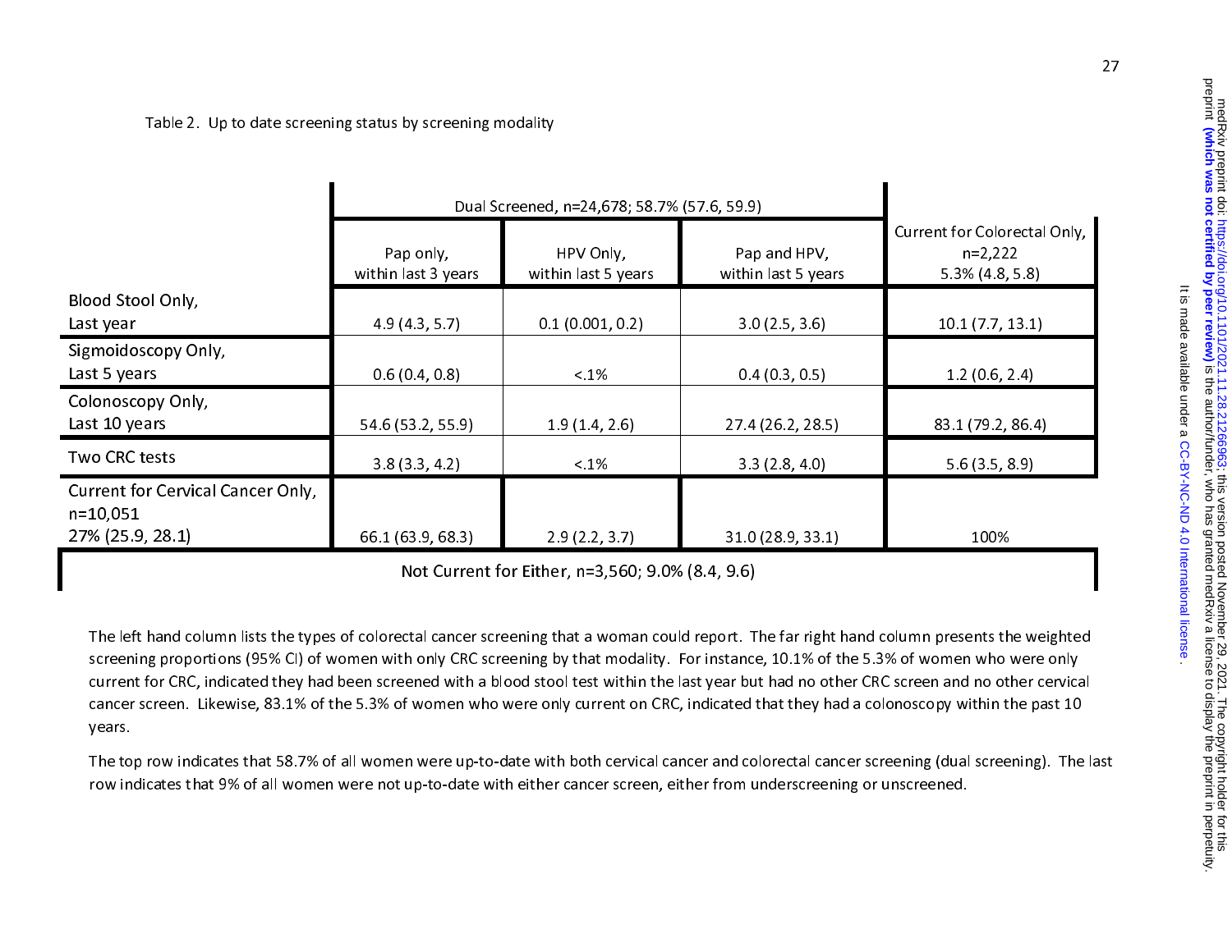Table 2. Up to date screening status by screening modality

| | Dual Screened, n=24,678; 58.7% (57.6, 59.9) | | | Current for Colorectal Only, n=2,222 5.3% (4.8, 5.8) |
|---|---|---|---|---|
| | Pap only, within last 3 years | HPV Only, within last 5 years | Pap and HPV, within last 5 years | |
| Blood Stool Only, Last year | 4.9 (4.3, 5.7) | 0.1 (0.001, 0.2) | 3.0 (2.5, 3.6) | 10.1 (7.7, 13.1) |
| Sigmoidoscopy Only, Last 5 years | 0.6 (0.4, 0.8) | <.1% | 0.4 (0.3, 0.5) | 1.2 (0.6, 2.4) |
| Colonoscopy Only, Last 10 years | 54.6 (53.2, 55.9) | 1.9 (1.4, 2.6) | 27.4 (26.2, 28.5) | 83.1 (79.2, 86.4) |
| Two CRC tests | 3.8 (3.3, 4.2) | <.1% | 3.3 (2.8, 4.0) | 5.6 (3.5, 8.9) |
| Current for Cervical Cancer Only, n=10,051 27% (25.9, 28.1) | 66.1 (63.9, 68.3) | 2.9 (2.2, 3.7) | 31.0 (28.9, 33.1) | 100% |
| Not Current for Either, n=3,560; 9.0% (8.4, 9.6) | | | | |

The left hand column lists the types of colorectal cancer screening that a woman could report. The far right hand column presents the weighted screening proportions (95% CI) of women with only CRC screening by that modality. For instance, 10.1% of the 5.3% of women who were only current for CRC, indicated they had been screened with a blood stool test within the last year but had no other CRC screen and no other cervical cancer screen. Likewise, 83.1% of the 5.3% of women who were only current on CRC, indicated that they had a colonoscopy within the past 10 years.

The top row indicates that 58.7% of all women were up-to-date with both cervical cancer and colorectal cancer screening (dual screening). The last row indicates that 9% of all women were not up-to-date with either cancer screen, either from underscreening or unscreened.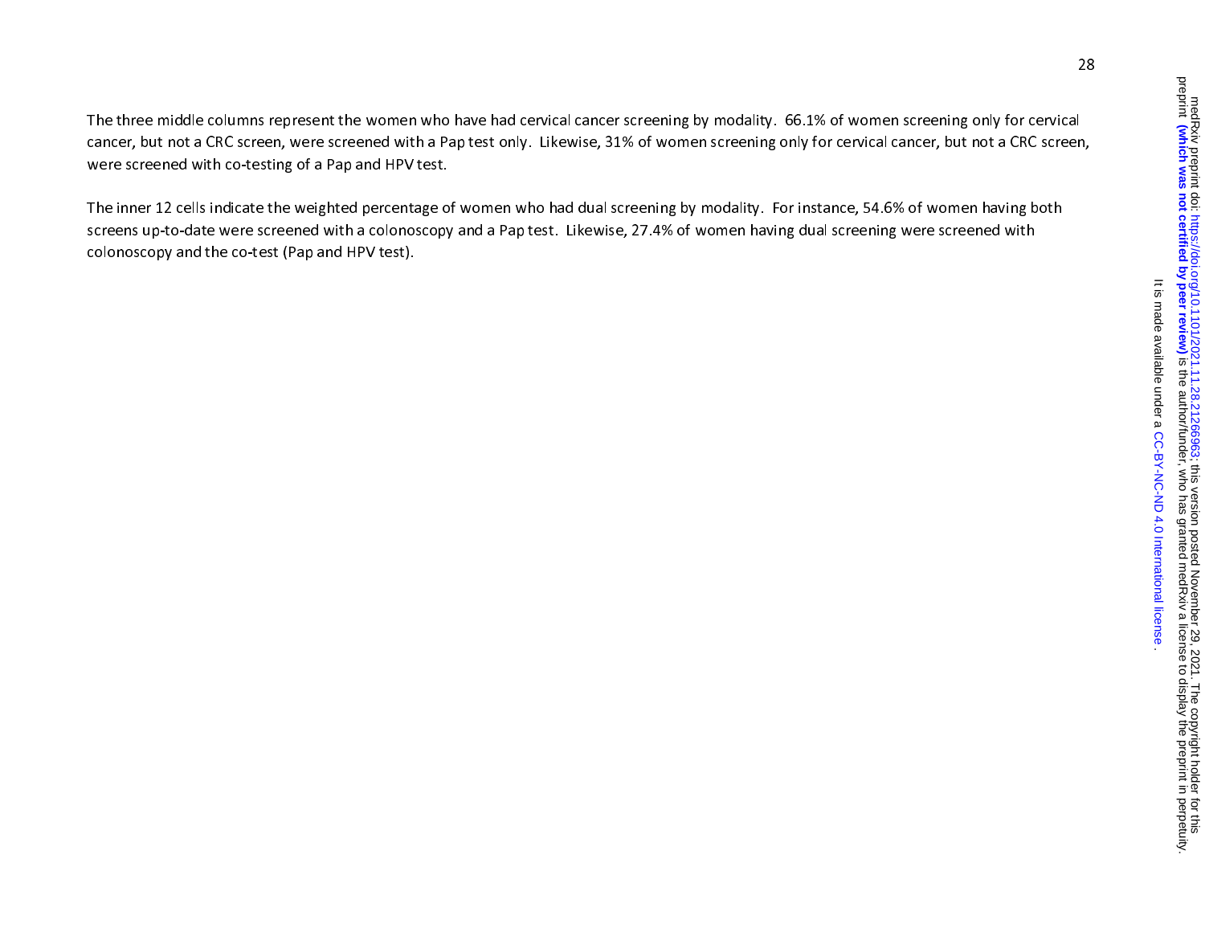The three middle columns represent the women who have had cervical cancer screening by modality. 66.1% of women screening only for cervical cancer, but not a CRC screen, were screened with a Pap test only. Likewise, 31% of women screening only for cervical cancer, but not a CRC screen, were screened with co-testing of a Pap and HPV test.

The inner 12 cells indicate the weighted percentage of women who had dual screening by modality. For instance, 54.6% of women having both screens up-to-date were screened with a colonoscopy and a Pap test. Likewise, 27.4% of women having dual screening were screened with colonoscopy and the co-test (Pap and HPV test).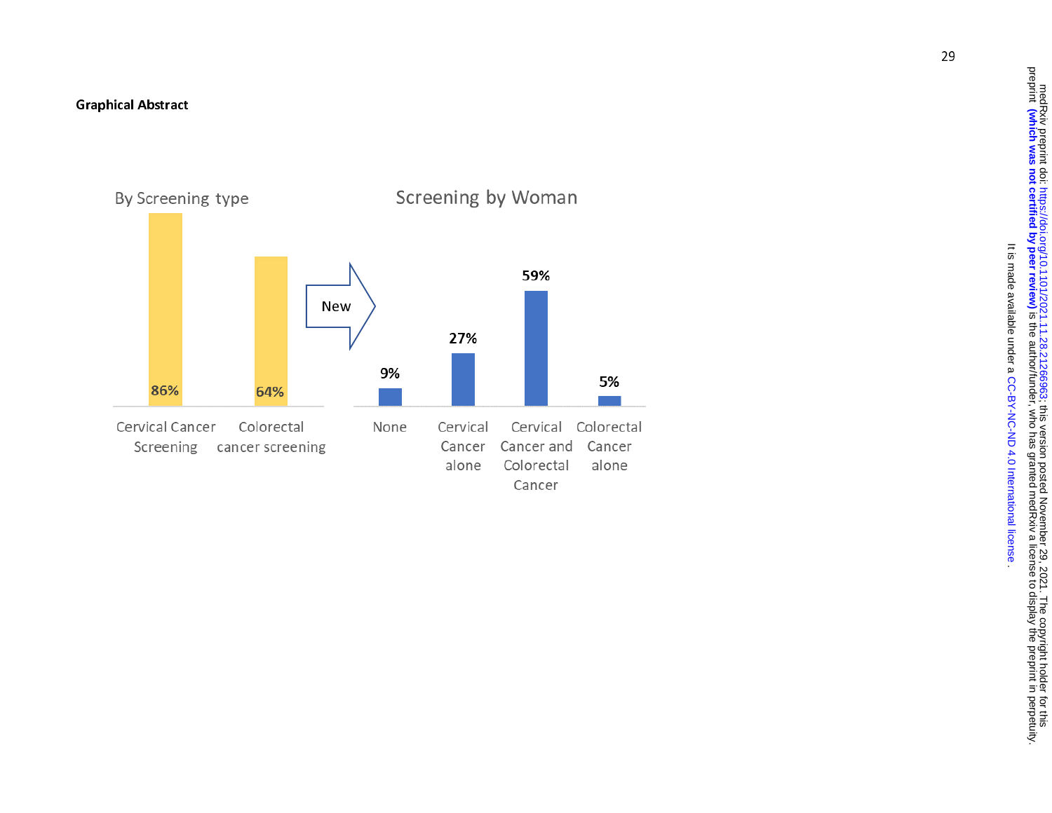**Graphical Abstract**

By Screening type

| Screening type | Percentage |
|---|---|
| Cervical Cancer Screening | 86% |
| Colorectal cancer screening | 64% |

New

Screening by Woman

| Screening | Percentage |
|---|---|
| None | 9% |
| Cervical Cancer alone | 27% |
| Cervical Cancer and Colorectal Cancer | 59% |
| Colorectal Cancer alone | 5% |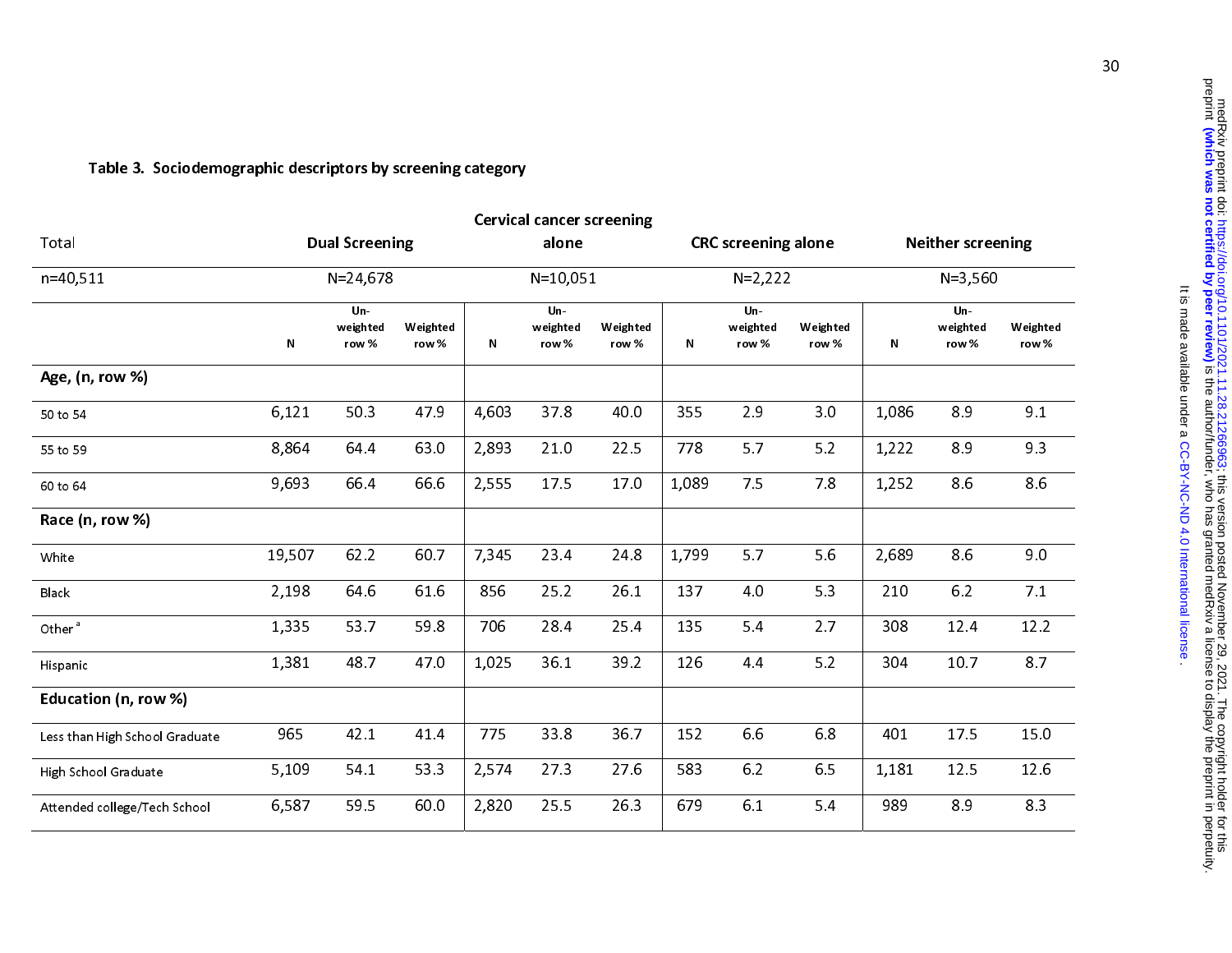**Table 3. Sociodemographic descriptors by screening category**

| Total | Dual Screening | | | Cervical cancer screening alone | | | CRC screening alone | | | Neither screening | | |
|---|---|---|---|---|---|---|---|---|---|---|---|---|
| n=40,511 | N=24,678 | | | N=10,051 | | | N=2,222 | | | N=3,560 | | |
| | N | Un-weighted row % | Weighted row % | N | Un-weighted row % | Weighted row % | N | Un-weighted row % | Weighted row % | N | Un-weighted row % | Weighted row % |
| **Age, (n, row %)** | | | | | | | | | | | | |
| 50 to 54 | 6,121 | 50.3 | 47.9 | 4,603 | 37.8 | 40.0 | 355 | 2.9 | 3.0 | 1,086 | 8.9 | 9.1 |
| 55 to 59 | 8,864 | 64.4 | 63.0 | 2,893 | 21.0 | 22.5 | 778 | 5.7 | 5.2 | 1,222 | 8.9 | 9.3 |
| 60 to 64 | 9,693 | 66.4 | 66.6 | 2,555 | 17.5 | 17.0 | 1,089 | 7.5 | 7.8 | 1,252 | 8.6 | 8.6 |
| **Race (n, row %)** | | | | | | | | | | | | |
| White | 19,507 | 62.2 | 60.7 | 7,345 | 23.4 | 24.8 | 1,799 | 5.7 | 5.6 | 2,689 | 8.6 | 9.0 |
| Black | 2,198 | 64.6 | 61.6 | 856 | 25.2 | 26.1 | 137 | 4.0 | 5.3 | 210 | 6.2 | 7.1 |
| Other [a] | 1,335 | 53.7 | 59.8 | 706 | 28.4 | 25.4 | 135 | 5.4 | 2.7 | 308 | 12.4 | 12.2 |
| Hispanic | 1,381 | 48.7 | 47.0 | 1,025 | 36.1 | 39.2 | 126 | 4.4 | 5.2 | 304 | 10.7 | 8.7 |
| **Education (n, row %)** | | | | | | | | | | | | |
| Less than High School Graduate | 965 | 42.1 | 41.4 | 775 | 33.8 | 36.7 | 152 | 6.6 | 6.8 | 401 | 17.5 | 15.0 |
| High School Graduate | 5,109 | 54.1 | 53.3 | 2,574 | 27.3 | 27.6 | 583 | 6.2 | 6.5 | 1,181 | 12.5 | 12.6 |
| Attended college/Tech School | 6,587 | 59.5 | 60.0 | 2,820 | 25.5 | 26.3 | 679 | 6.1 | 5.4 | 989 | 8.9 | 8.3 |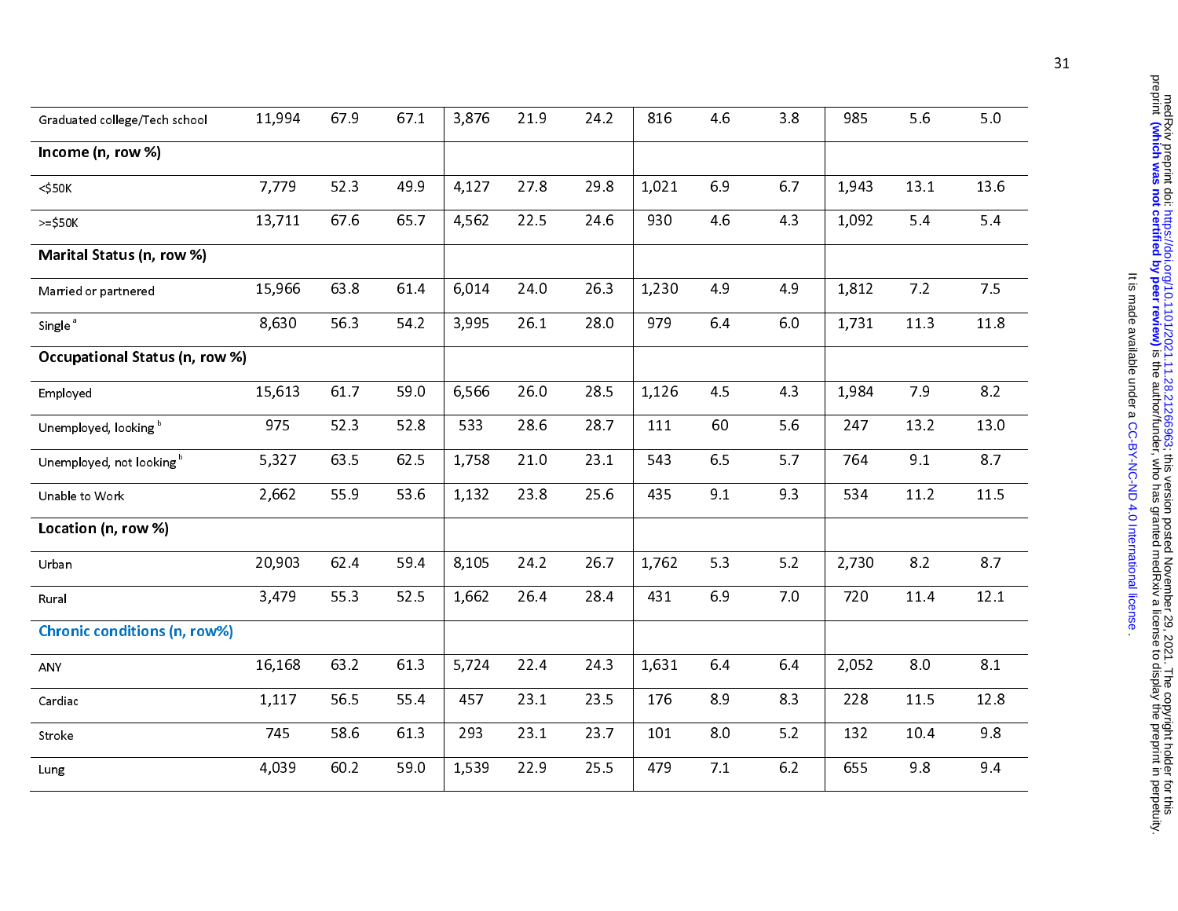| | | | | | | | | | | | | |
|---|---|---|---|---|---|---|---|---|---|---|---|---|
| Graduated college/Tech school | 11,994 | 67.9 | 67.1 | 3,876 | 21.9 | 24.2 | 816 | 4.6 | 3.8 | 985 | 5.6 | 5.0 |
| **Income (n, row %)** | | | | | | | | | | | | |
| <$50K | 7,779 | 52.3 | 49.9 | 4,127 | 27.8 | 29.8 | 1,021 | 6.9 | 6.7 | 1,943 | 13.1 | 13.6 |
| >=$50K | 13,711 | 67.6 | 65.7 | 4,562 | 22.5 | 24.6 | 930 | 4.6 | 4.3 | 1,092 | 5.4 | 5.4 |
| **Marital Status (n, row %)** | | | | | | | | | | | | |
| Married or partnered | 15,966 | 63.8 | 61.4 | 6,014 | 24.0 | 26.3 | 1,230 | 4.9 | 4.9 | 1,812 | 7.2 | 7.5 |
| Single [a] | 8,630 | 56.3 | 54.2 | 3,995 | 26.1 | 28.0 | 979 | 6.4 | 6.0 | 1,731 | 11.3 | 11.8 |
| **Occupational Status (n, row %)** | | | | | | | | | | | | |
| Employed | 15,613 | 61.7 | 59.0 | 6,566 | 26.0 | 28.5 | 1,126 | 4.5 | 4.3 | 1,984 | 7.9 | 8.2 |
| Unemployed, looking [b] | 975 | 52.3 | 52.8 | 533 | 28.6 | 28.7 | 111 | 60 | 5.6 | 247 | 13.2 | 13.0 |
| Unemployed, not looking [b] | 5,327 | 63.5 | 62.5 | 1,758 | 21.0 | 23.1 | 543 | 6.5 | 5.7 | 764 | 9.1 | 8.7 |
| Unable to Work | 2,662 | 55.9 | 53.6 | 1,132 | 23.8 | 25.6 | 435 | 9.1 | 9.3 | 534 | 11.2 | 11.5 |
| **Location (n, row %)** | | | | | | | | | | | | |
| Urban | 20,903 | 62.4 | 59.4 | 8,105 | 24.2 | 26.7 | 1,762 | 5.3 | 5.2 | 2,730 | 8.2 | 8.7 |
| Rural | 3,479 | 55.3 | 52.5 | 1,662 | 26.4 | 28.4 | 431 | 6.9 | 7.0 | 720 | 11.4 | 12.1 |
| **Chronic conditions (n, row%)** | | | | | | | | | | | | |
| ANY | 16,168 | 63.2 | 61.3 | 5,724 | 22.4 | 24.3 | 1,631 | 6.4 | 6.4 | 2,052 | 8.0 | 8.1 |
| Cardiac | 1,117 | 56.5 | 55.4 | 457 | 23.1 | 23.5 | 176 | 8.9 | 8.3 | 228 | 11.5 | 12.8 |
| Stroke | 745 | 58.6 | 61.3 | 293 | 23.1 | 23.7 | 101 | 8.0 | 5.2 | 132 | 10.4 | 9.8 |
| Lung | 4,039 | 60.2 | 59.0 | 1,539 | 22.9 | 25.5 | 479 | 7.1 | 6.2 | 655 | 9.8 | 9.4 |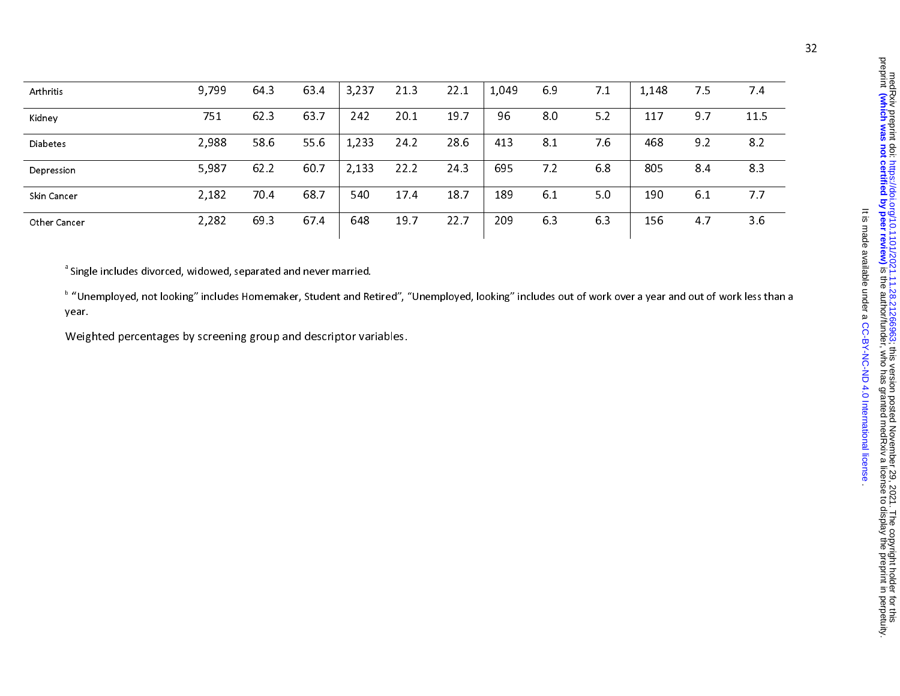| | | | | | | | | | | | | |
|---|---|---|---|---|---|---|---|---|---|---|---|---|
| Arthritis | 9,799 | 64.3 | 63.4 | 3,237 | 21.3 | 22.1 | 1,049 | 6.9 | 7.1 | 1,148 | 7.5 | 7.4 |
| Kidney | 751 | 62.3 | 63.7 | 242 | 20.1 | 19.7 | 96 | 8.0 | 5.2 | 117 | 9.7 | 11.5 |
| Diabetes | 2,988 | 58.6 | 55.6 | 1,233 | 24.2 | 28.6 | 413 | 8.1 | 7.6 | 468 | 9.2 | 8.2 |
| Depression | 5,987 | 62.2 | 60.7 | 2,133 | 22.2 | 24.3 | 695 | 7.2 | 6.8 | 805 | 8.4 | 8.3 |
| Skin Cancer | 2,182 | 70.4 | 68.7 | 540 | 17.4 | 18.7 | 189 | 6.1 | 5.0 | 190 | 6.1 | 7.7 |
| Other Cancer | 2,282 | 69.3 | 67.4 | 648 | 19.7 | 22.7 | 209 | 6.3 | 6.3 | 156 | 4.7 | 3.6 |

[a] Single includes divorced, widowed, separated and never married.

[b] "Unemployed, not looking" includes Homemaker, Student and Retired", "Unemployed, looking" includes out of work over a year and out of work less than a year.

Weighted percentages by screening group and descriptor variables.